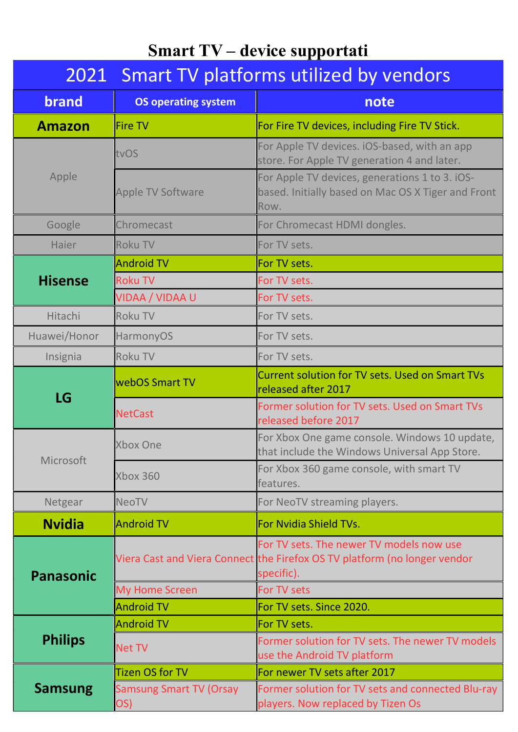# Smart TV – device supportati

| 2021 Smart TV platforms utilized by vendors | | |
|---|---|---|
| **brand** | **OS operating system** | **note** |
| **Amazon** | Fire TV | For Fire TV devices, including Fire TV Stick. |
| Apple | tvOS | For Apple TV devices. iOS-based, with an app store. For Apple TV generation 4 and later. |
| | Apple TV Software | For Apple TV devices, generations 1 to 3. iOS-based. Initially based on Mac OS X Tiger and Front Row. |
| Google | Chromecast | For Chromecast HDMI dongles. |
| Haier | Roku TV | For TV sets. |
| **Hisense** | Android TV | For TV sets. |
| | Roku TV | For TV sets. |
| | VIDAA / VIDAA U | For TV sets. |
| Hitachi | Roku TV | For TV sets. |
| Huawei/Honor | HarmonyOS | For TV sets. |
| Insignia | Roku TV | For TV sets. |
| **LG** | webOS Smart TV | Current solution for TV sets. Used on Smart TVs released after 2017 |
| | NetCast | Former solution for TV sets. Used on Smart TVs released before 2017 |
| Microsoft | Xbox One | For Xbox One game console. Windows 10 update, that include the Windows Universal App Store. |
| | Xbox 360 | For Xbox 360 game console, with smart TV features. |
| Netgear | NeoTV | For NeoTV streaming players. |
| **Nvidia** | Android TV | For Nvidia Shield TVs. |
| **Panasonic** | Viera Cast and Viera Connect | For TV sets. The newer TV models now use the Firefox OS TV platform (no longer vendor specific). |
| | My Home Screen | For TV sets |
| | Android TV | For TV sets. Since 2020. |
| **Philips** | Android TV | For TV sets. |
| | Net TV | Former solution for TV sets. The newer TV models use the Android TV platform |
| **Samsung** | Tizen OS for TV | For newer TV sets after 2017 |
| | Samsung Smart TV (Orsay OS) | Former solution for TV sets and connected Blu-ray players. Now replaced by Tizen Os |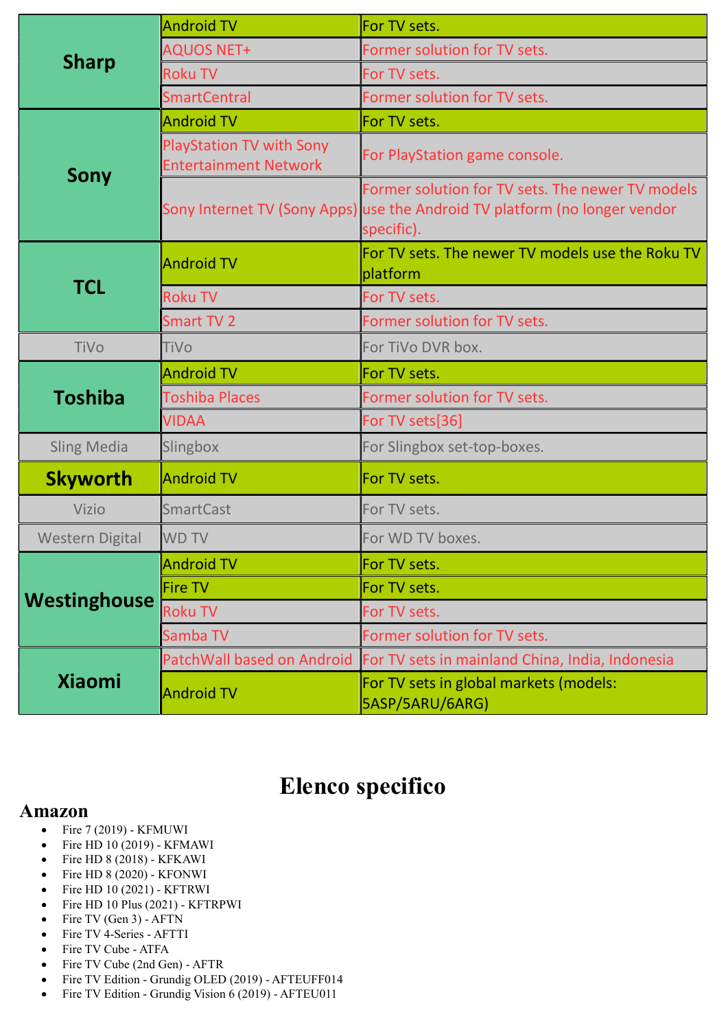| | | |
|---|---|---|
| **Sharp** | Android TV | For TV sets. |
| | AQUOS NET+ | Former solution for TV sets. |
| | Roku TV | For TV sets. |
| | SmartCentral | Former solution for TV sets. |
| **Sony** | Android TV | For TV sets. |
| | PlayStation TV with Sony Entertainment Network | For PlayStation game console. |
| | Sony Internet TV (Sony Apps) | Former solution for TV sets. The newer TV models use the Android TV platform (no longer vendor specific). |
| **TCL** | Android TV | For TV sets. The newer TV models use the Roku TV platform |
| | Roku TV | For TV sets. |
| | Smart TV 2 | Former solution for TV sets. |
| TiVo | TiVo | For TiVo DVR box. |
| **Toshiba** | Android TV | For TV sets. |
| | Toshiba Places | Former solution for TV sets. |
| | VIDAA | For TV sets[36] |
| Sling Media | Slingbox | For Slingbox set-top-boxes. |
| **Skyworth** | Android TV | For TV sets. |
| Vizio | SmartCast | For TV sets. |
| Western Digital | WD TV | For WD TV boxes. |
| **Westinghouse** | Android TV | For TV sets. |
| | Fire TV | For TV sets. |
| | Roku TV | For TV sets. |
| | Samba TV | Former solution for TV sets. |
| **Xiaomi** | PatchWall based on Android | For TV sets in mainland China, India, Indonesia |
| | Android TV | For TV sets in global markets (models: 5ASP/5ARU/6ARG) |

# Elenco specifico

## Amazon

- Fire 7 (2019) - KFMUWI
- Fire HD 10 (2019) - KFMAWI
- Fire HD 8 (2018) - KFKAWI
- Fire HD 8 (2020) - KFONWI
- Fire HD 10 (2021) - KFTRWI
- Fire HD 10 Plus (2021) - KFTRPWI
- Fire TV (Gen 3) - AFTN
- Fire TV 4-Series - AFTTI
- Fire TV Cube - ATFA
- Fire TV Cube (2nd Gen) - AFTR
- Fire TV Edition - Grundig OLED (2019) - AFTEUFF014
- Fire TV Edition - Grundig Vision 6 (2019) - AFTEU011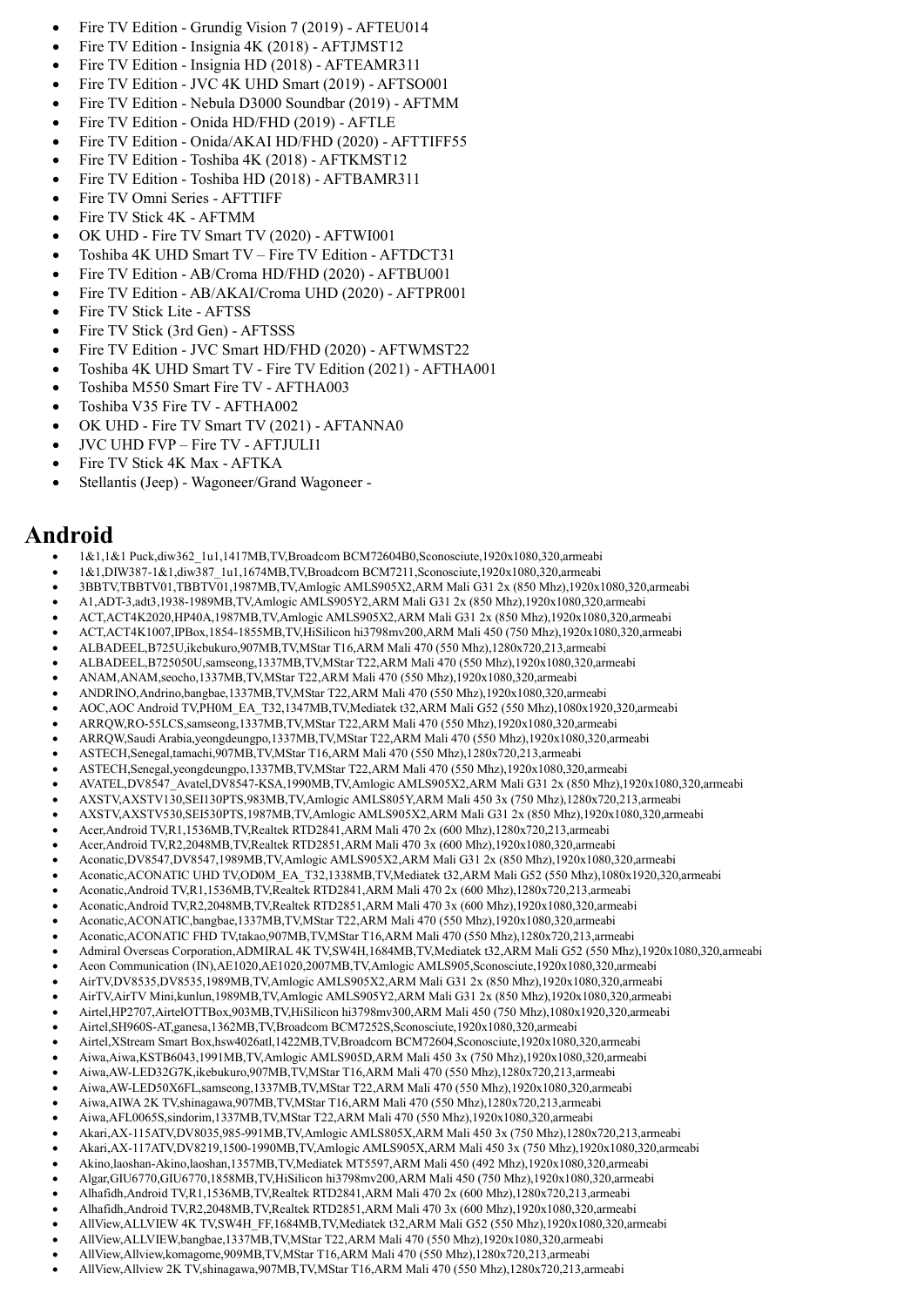- Fire TV Edition - Grundig Vision 7 (2019) - AFTEU014
- Fire TV Edition - Insignia 4K (2018) - AFTJMST12
- Fire TV Edition - Insignia HD (2018) - AFTEAMR311
- Fire TV Edition - JVC 4K UHD Smart (2019) - AFTSO001
- Fire TV Edition - Nebula D3000 Soundbar (2019) - AFTMM
- Fire TV Edition - Onida HD/FHD (2019) - AFTLE
- Fire TV Edition - Onida/AKAI HD/FHD (2020) - AFTTIFF55
- Fire TV Edition - Toshiba 4K (2018) - AFTKMST12
- Fire TV Edition - Toshiba HD (2018) - AFTBAMR311
- Fire TV Omni Series - AFTTIFF
- Fire TV Stick 4K - AFTMM
- OK UHD - Fire TV Smart TV (2020) - AFTWI001
- Toshiba 4K UHD Smart TV – Fire TV Edition - AFTDCT31
- Fire TV Edition - AB/Croma HD/FHD (2020) - AFTBU001
- Fire TV Edition - AB/AKAI/Croma UHD (2020) - AFTPR001
- Fire TV Stick Lite - AFTSS
- Fire TV Stick (3rd Gen) - AFTSSS
- Fire TV Edition - JVC Smart HD/FHD (2020) - AFTWMST22
- Toshiba 4K UHD Smart TV - Fire TV Edition (2021) - AFTHA001
- Toshiba M550 Smart Fire TV - AFTHA003
- Toshiba V35 Fire TV - AFTHA002
- OK UHD - Fire TV Smart TV (2021) - AFTANNA0
- JVC UHD FVP – Fire TV - AFTJULI1
- Fire TV Stick 4K Max - AFTKA
- Stellantis (Jeep) - Wagoneer/Grand Wagoneer -

## Android

- 1&1,1&1 Puck,diw362_1u1,1417MB,TV,Broadcom BCM72604B0,Sconosciute,1920x1080,320,armeabi
- 1&1,DIW387-1&1,diw387_1u1,1674MB,TV,Broadcom BCM7211,Sconosciute,1920x1080,320,armeabi
- 3BBTV,TBBTV01,TBBTV01,1987MB,TV,Amlogic AMLS905X2,ARM Mali G31 2x (850 Mhz),1920x1080,320,armeabi
- A1,ADT-3,adt3,1938-1989MB,TV,Amlogic AMLS905Y2,ARM Mali G31 2x (850 Mhz),1920x1080,320,armeabi
- ACT,ACT4K2020,HP40A,1987MB,TV,Amlogic AMLS905X2,ARM Mali G31 2x (850 Mhz),1920x1080,320,armeabi
- ACT,ACT4K1007,IPBox,1854-1855MB,TV,HiSilicon hi3798mv200,ARM Mali 450 (750 Mhz),1920x1080,320,armeabi
- ALBADEEL,B725U,ikebukuro,907MB,TV,MStar T16,ARM Mali 470 (550 Mhz),1280x720,213,armeabi
- ALBADEEL,B725050U,samseong,1337MB,TV,MStar T22,ARM Mali 470 (550 Mhz),1920x1080,320,armeabi
- ANAM,ANAM,seocho,1337MB,TV,MStar T22,ARM Mali 470 (550 Mhz),1920x1080,320,armeabi
- ANDRINO,Andrino,bangbae,1337MB,TV,MStar T22,ARM Mali 470 (550 Mhz),1920x1080,320,armeabi
- AOC,AOC Android TV,PH0M_EA_T32,1347MB,TV,Mediatek t32,ARM Mali G52 (550 Mhz),1080x1920,320,armeabi
- ARRQW,RO-55LCS,samseong,1337MB,TV,MStar T22,ARM Mali 470 (550 Mhz),1920x1080,320,armeabi
- ARRQW,Saudi Arabia,yeongdeungpo,1337MB,TV,MStar T22,ARM Mali 470 (550 Mhz),1920x1080,320,armeabi
- ASTECH,Senegal,tamachi,907MB,TV,MStar T16,ARM Mali 470 (550 Mhz),1280x720,213,armeabi
- ASTECH,Senegal,yeongdeungpo,1337MB,TV,MStar T22,ARM Mali 470 (550 Mhz),1920x1080,320,armeabi
- AVATEL,DV8547_Avatel,DV8547-KSA,1990MB,TV,Amlogic AMLS905X2,ARM Mali G31 2x (850 Mhz),1920x1080,320,armeabi
- AXSTV,AXSTV130,SEI130PTS,983MB,TV,Amlogic AMLS805Y,ARM Mali 450 3x (750 Mhz),1280x720,213,armeabi
- AXSTV,AXSTV530,SEI530PTS,1987MB,TV,Amlogic AMLS905X2,ARM Mali G31 2x (850 Mhz),1920x1080,320,armeabi
- Acer,Android TV,R1,1536MB,TV,Realtek RTD2841,ARM Mali 470 2x (600 Mhz),1280x720,213,armeabi
- Acer,Android TV,R2,2048MB,TV,Realtek RTD2851,ARM Mali 470 3x (600 Mhz),1920x1080,320,armeabi
- Aconatic,DV8547,DV8547,1989MB,TV,Amlogic AMLS905X2,ARM Mali G31 2x (850 Mhz),1920x1080,320,armeabi
- Aconatic,ACONATIC UHD TV,OD0M_EA_T32,1338MB,TV,Mediatek t32,ARM Mali G52 (550 Mhz),1080x1920,320,armeabi
- Aconatic,Android TV,R1,1536MB,TV,Realtek RTD2841,ARM Mali 470 2x (600 Mhz),1280x720,213,armeabi
- Aconatic,Android TV,R2,2048MB,TV,Realtek RTD2851,ARM Mali 470 3x (600 Mhz),1920x1080,320,armeabi
- Aconatic,ACONATIC,bangbae,1337MB,TV,MStar T22,ARM Mali 470 (550 Mhz),1920x1080,320,armeabi
- Aconatic,ACONATIC FHD TV,takao,907MB,TV,MStar T16,ARM Mali 470 (550 Mhz),1280x720,213,armeabi
- Admiral Overseas Corporation,ADMIRAL 4K TV,SW4H,1684MB,TV,Mediatek t32,ARM Mali G52 (550 Mhz),1920x1080,320,armeabi
- Aeon Communication (IN),AE1020,AE1020,2007MB,TV,Amlogic AMLS905,Sconosciute,1920x1080,320,armeabi
- AirTV,DV8535,DV8535,1989MB,TV,Amlogic AMLS905X2,ARM Mali G31 2x (850 Mhz),1920x1080,320,armeabi
- AirTV,AirTV Mini,kunlun,1989MB,TV,Amlogic AMLS905Y2,ARM Mali G31 2x (850 Mhz),1920x1080,320,armeabi
- Airtel,HP2707,AirtelOTTBox,903MB,TV,HiSilicon hi3798mv300,ARM Mali 450 (750 Mhz),1080x1920,320,armeabi
- Airtel,SH960S-AT,ganesa,1362MB,TV,Broadcom BCM7252S,Sconosciute,1920x1080,320,armeabi
- Airtel,XStream Smart Box,hsw4026atl,1422MB,TV,Broadcom BCM72604,Sconosciute,1920x1080,320,armeabi
- Aiwa,Aiwa,KSTB6043,1991MB,TV,Amlogic AMLS905D,ARM Mali 450 3x (750 Mhz),1920x1080,320,armeabi
- Aiwa,AW-LED32G7K,ikebukuro,907MB,TV,MStar T16,ARM Mali 470 (550 Mhz),1280x720,213,armeabi
- Aiwa,AW-LED50X6FL,samseong,1337MB,TV,MStar T22,ARM Mali 470 (550 Mhz),1920x1080,320,armeabi
- Aiwa,AIWA 2K TV,shinagawa,907MB,TV,MStar T16,ARM Mali 470 (550 Mhz),1280x720,213,armeabi
- Aiwa,AFL0065S,sindorim,1337MB,TV,MStar T22,ARM Mali 470 (550 Mhz),1920x1080,320,armeabi
- Akari,AX-115ATV,DV8035,985-991MB,TV,Amlogic AMLS805X,ARM Mali 450 3x (750 Mhz),1280x720,213,armeabi
- Akari,AX-117ATV,DV8219,1500-1990MB,TV,Amlogic AMLS905X,ARM Mali 450 3x (750 Mhz),1920x1080,320,armeabi
- Akino,laoshan-Akino,laoshan,1357MB,TV,Mediatek MT5597,ARM Mali 450 (492 Mhz),1920x1080,320,armeabi
- Algar,GIU6770,GIU6770,1858MB,TV,HiSilicon hi3798mv200,ARM Mali 450 (750 Mhz),1920x1080,320,armeabi
- Alhafidh,Android TV,R1,1536MB,TV,Realtek RTD2841,ARM Mali 470 2x (600 Mhz),1280x720,213,armeabi
- Alhafidh,Android TV,R2,2048MB,TV,Realtek RTD2851,ARM Mali 470 3x (600 Mhz),1920x1080,320,armeabi
- AllView,ALLVIEW 4K TV,SW4H_FF,1684MB,TV,Mediatek t32,ARM Mali G52 (550 Mhz),1920x1080,320,armeabi
- AllView,ALLVIEW,bangbae,1337MB,TV,MStar T22,ARM Mali 470 (550 Mhz),1920x1080,320,armeabi
- AllView,Allview,komagome,909MB,TV,MStar T16,ARM Mali 470 (550 Mhz),1280x720,213,armeabi
- AllView,Allview 2K TV,shinagawa,907MB,TV,MStar T16,ARM Mali 470 (550 Mhz),1280x720,213,armeabi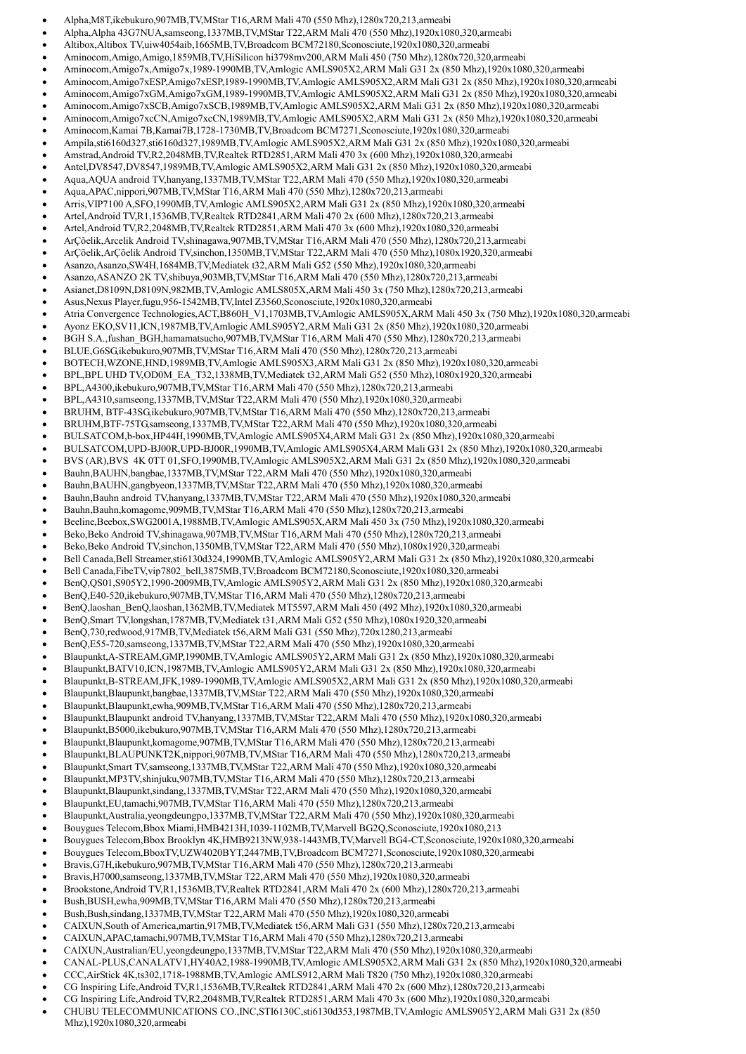- Alpha,M8T,ikebukuro,907MB,TV,MStar T16,ARM Mali 470 (550 Mhz),1280x720,213,armeabi
- Alpha,Alpha 43G7NUA,samseong,1337MB,TV,MStar T22,ARM Mali 470 (550 Mhz),1920x1080,320,armeabi
- Altibox,Altibox TV,uiw4054aib,1665MB,TV,Broadcom BCM72180,Sconosciute,1920x1080,320,armeabi
- Aminocom,Amigo,Amigo,1859MB,TV,HiSilicon hi3798mv200,ARM Mali 450 (750 Mhz),1280x720,320,armeabi
- Aminocom,Amigo7x,Amigo7x,1989-1990MB,TV,Amlogic AMLS905X2,ARM Mali G31 2x (850 Mhz),1920x1080,320,armeabi
- Aminocom,Amigo7xESP,Amigo7xESP,1989-1990MB,TV,Amlogic AMLS905X2,ARM Mali G31 2x (850 Mhz),1920x1080,320,armeabi
- Aminocom,Amigo7xGM,Amigo7xGM,1989-1990MB,TV,Amlogic AMLS905X2,ARM Mali G31 2x (850 Mhz),1920x1080,320,armeabi
- Aminocom,Amigo7xSCB,Amigo7xSCB,1989MB,TV,Amlogic AMLS905X2,ARM Mali G31 2x (850 Mhz),1920x1080,320,armeabi
- Aminocom,Amigo7xcCN,Amigo7xcCN,1989MB,TV,Amlogic AMLS905X2,ARM Mali G31 2x (850 Mhz),1920x1080,320,armeabi
- Aminocom,Kamai 7B,Kamai7B,1728-1730MB,TV,Broadcom BCM7271,Sconosciute,1920x1080,320,armeabi
- Ampila,sti6160d327,sti6160d327,1989MB,TV,Amlogic AMLS905X2,ARM Mali G31 2x (850 Mhz),1920x1080,320,armeabi
- Amstrad,Android TV,R2,2048MB,TV,Realtek RTD2851,ARM Mali 470 3x (600 Mhz),1920x1080,320,armeabi
- Antel,DV8547,DV8547,1989MB,TV,Amlogic AMLS905X2,ARM Mali G31 2x (850 Mhz),1920x1080,320,armeabi
- Aqua,AQUA android TV,hanyang,1337MB,TV,MStar T22,ARM Mali 470 (550 Mhz),1920x1080,320,armeabi
- Aqua,APAC,nippori,907MB,TV,MStar T16,ARM Mali 470 (550 Mhz),1280x720,213,armeabi
- Arris,VIP7100 A,SFO,1990MB,TV,Amlogic AMLS905X2,ARM Mali G31 2x (850 Mhz),1920x1080,320,armeabi
- Artel,Android TV,R1,1536MB,TV,Realtek RTD2841,ARM Mali 470 2x (600 Mhz),1280x720,213,armeabi
- Artel,Android TV,R2,2048MB,TV,Realtek RTD2851,ARM Mali 470 3x (600 Mhz),1920x1080,320,armeabi
- ArÇõelik,Arcelik Android TV,shinagawa,907MB,TV,MStar T16,ARM Mali 470 (550 Mhz),1280x720,213,armeabi
- ArÇõelik,ArÇõelik Android TV,sinchon,1350MB,TV,MStar T22,ARM Mali 470 (550 Mhz),1080x1920,320,armeabi
- Asanzo,Asanzo,SW4H,1684MB,TV,Mediatek t32,ARM Mali G52 (550 Mhz),1920x1080,320,armeabi
- Asanzo,ASANZO 2K TV,shibuya,903MB,TV,MStar T16,ARM Mali 470 (550 Mhz),1280x720,213,armeabi
- Asianet,D8109N,D8109N,982MB,TV,Amlogic AMLS805X,ARM Mali 450 3x (750 Mhz),1280x720,213,armeabi
- Asus,Nexus Player,fugu,956-1542MB,TV,Intel Z3560,Sconosciute,1920x1080,320,armeabi
- Atria Convergence Technologies,ACT,B860H_V1,1703MB,TV,Amlogic AMLS905X,ARM Mali 450 3x (750 Mhz),1920x1080,320,armeabi
- Ayonz EKO,SV11,ICN,1987MB,TV,Amlogic AMLS905Y2,ARM Mali G31 2x (850 Mhz),1920x1080,320,armeabi
- BGH S.A.,fushan_BGH,hamamatsucho,907MB,TV,MStar T16,ARM Mali 470 (550 Mhz),1280x720,213,armeabi
- BLUE,G6SG,ikebukuro,907MB,TV,MStar T16,ARM Mali 470 (550 Mhz),1280x720,213,armeabi
- BOTECH,WZONE,HND,1989MB,TV,Amlogic AMLS905X3,ARM Mali G31 2x (850 Mhz),1920x1080,320,armeabi
- BPL,BPL UHD TV,OD0M_EA_T32,1338MB,TV,Mediatek t32,ARM Mali G52 (550 Mhz),1080x1920,320,armeabi
- BPL,A4300,ikebukuro,907MB,TV,MStar T16,ARM Mali 470 (550 Mhz),1280x720,213,armeabi
- BPL,A4310,samseong,1337MB,TV,MStar T22,ARM Mali 470 (550 Mhz),1920x1080,320,armeabi
- BRUHM, BTF-43SG,ikebukuro,907MB,TV,MStar T16,ARM Mali 470 (550 Mhz),1280x720,213,armeabi
- BRUHM,BTF-75TG,samseong,1337MB,TV,MStar T22,ARM Mali 470 (550 Mhz),1920x1080,320,armeabi
- BULSATCOM,b-box,HP44H,1990MB,TV,Amlogic AMLS905X4,ARM Mali G31 2x (850 Mhz),1920x1080,320,armeabi
- BULSATCOM,UPD-BJ00R,UPD-BJ00R,1990MB,TV,Amlogic AMLS905X4,ARM Mali G31 2x (850 Mhz),1920x1080,320,armeabi
- BVS (AR),BVS 4K 0TT 01,SFO,1990MB,TV,Amlogic AMLS905X2,ARM Mali G31 2x (850 Mhz),1920x1080,320,armeabi
- Bauhn,BAUHN,bangbae,1337MB,TV,MStar T22,ARM Mali 470 (550 Mhz),1920x1080,320,armeabi
- Bauhn,BAUHN,gangbyeon,1337MB,TV,MStar T22,ARM Mali 470 (550 Mhz),1920x1080,320,armeabi
- Bauhn,Bauhn android TV,hanyang,1337MB,TV,MStar T22,ARM Mali 470 (550 Mhz),1920x1080,320,armeabi
- Bauhn,Bauhn,komagome,909MB,TV,MStar T16,ARM Mali 470 (550 Mhz),1280x720,213,armeabi
- Beeline,Beebox,SWG2001A,1988MB,TV,Amlogic AMLS905X,ARM Mali 450 3x (750 Mhz),1920x1080,320,armeabi
- Beko,Beko Android TV,shinagawa,907MB,TV,MStar T16,ARM Mali 470 (550 Mhz),1280x720,213,armeabi
- Beko,Beko Android TV,sinchon,1350MB,TV,MStar T22,ARM Mali 470 (550 Mhz),1080x1920,320,armeabi
- Bell Canada,Bell Streamer,sti6130d324,1990MB,TV,Amlogic AMLS905Y2,ARM Mali G31 2x (850 Mhz),1920x1080,320,armeabi
- Bell Canada,FibeTV,vip7802_bell,3875MB,TV,Broadcom BCM72180,Sconosciute,1920x1080,320,armeabi
- BenQ,QS01,S905Y2,1990-2009MB,TV,Amlogic AMLS905Y2,ARM Mali G31 2x (850 Mhz),1920x1080,320,armeabi
- BenQ,E40-520,ikebukuro,907MB,TV,MStar T16,ARM Mali 470 (550 Mhz),1280x720,213,armeabi
- BenQ,laoshan_BenQ,laoshan,1362MB,TV,Mediatek MT5597,ARM Mali 450 (492 Mhz),1920x1080,320,armeabi
- BenQ,Smart TV,longshan,1787MB,TV,Mediatek t31,ARM Mali G52 (550 Mhz),1080x1920,320,armeabi
- BenQ,730,redwood,917MB,TV,Mediatek t56,ARM Mali G31 (550 Mhz),720x1280,213,armeabi
- BenQ,E55-720,samseong,1337MB,TV,MStar T22,ARM Mali 470 (550 Mhz),1920x1080,320,armeabi
- Blaupunkt,A-STREAM,GMP,1990MB,TV,Amlogic AMLS905Y2,ARM Mali G31 2x (850 Mhz),1920x1080,320,armeabi
- Blaupunkt,BATV10,ICN,1987MB,TV,Amlogic AMLS905Y2,ARM Mali G31 2x (850 Mhz),1920x1080,320,armeabi
- Blaupunkt,B-STREAM,JFK,1989-1990MB,TV,Amlogic AMLS905X2,ARM Mali G31 2x (850 Mhz),1920x1080,320,armeabi
- Blaupunkt,Blaupunkt,bangbae,1337MB,TV,MStar T22,ARM Mali 470 (550 Mhz),1920x1080,320,armeabi
- Blaupunkt,Blaupunkt,ewha,909MB,TV,MStar T16,ARM Mali 470 (550 Mhz),1280x720,213,armeabi
- Blaupunkt,Blaupunkt android TV,hanyang,1337MB,TV,MStar T22,ARM Mali 470 (550 Mhz),1920x1080,320,armeabi
- Blaupunkt,B5000,ikebukuro,907MB,TV,MStar T16,ARM Mali 470 (550 Mhz),1280x720,213,armeabi
- Blaupunkt,Blaupunkt,komagome,907MB,TV,MStar T16,ARM Mali 470 (550 Mhz),1280x720,213,armeabi
- Blaupunkt,BLAUPUNKT2K,nippori,907MB,TV,MStar T16,ARM Mali 470 (550 Mhz),1280x720,213,armeabi
- Blaupunkt,Smart TV,samseong,1337MB,TV,MStar T22,ARM Mali 470 (550 Mhz),1920x1080,320,armeabi
- Blaupunkt,MP3TV,shinjuku,907MB,TV,MStar T16,ARM Mali 470 (550 Mhz),1280x720,213,armeabi
- Blaupunkt,Blaupunkt,sindang,1337MB,TV,MStar T22,ARM Mali 470 (550 Mhz),1920x1080,320,armeabi
- Blaupunkt,EU,tamachi,907MB,TV,MStar T16,ARM Mali 470 (550 Mhz),1280x720,213,armeabi
- Blaupunkt,Australia,yeongdeungpo,1337MB,TV,MStar T22,ARM Mali 470 (550 Mhz),1920x1080,320,armeabi
- Bouygues Telecom,Bbox Miami,HMB4213H,1039-1102MB,TV,Marvell BG2Q,Sconosciute,1920x1080,213
- Bouygues Telecom,Bbox Brooklyn 4K,HMB9213NW,938-1443MB,TV,Marvell BG4-CT,Sconosciute,1920x1080,320,armeabi
- Bouygues Telecom,BboxTV,UZW4020BYT,2447MB,TV,Broadcom BCM7271,Sconosciute,1920x1080,320,armeabi
- Bravis,G7H,ikebukuro,907MB,TV,MStar T16,ARM Mali 470 (550 Mhz),1280x720,213,armeabi
- Bravis,H7000,samseong,1337MB,TV,MStar T22,ARM Mali 470 (550 Mhz),1920x1080,320,armeabi
- Brookstone,Android TV,R1,1536MB,TV,Realtek RTD2841,ARM Mali 470 2x (600 Mhz),1280x720,213,armeabi
- Bush,BUSH,ewha,909MB,TV,MStar T16,ARM Mali 470 (550 Mhz),1280x720,213,armeabi
- Bush,Bush,sindang,1337MB,TV,MStar T22,ARM Mali 470 (550 Mhz),1920x1080,320,armeabi
- CAIXUN,South of America,martin,917MB,TV,Mediatek t56,ARM Mali G31 (550 Mhz),1280x720,213,armeabi
- CAIXUN,APAC,tamachi,907MB,TV,MStar T16,ARM Mali 470 (550 Mhz),1280x720,213,armeabi
- CAIXUN,Australian/EU,yeongdeungpo,1337MB,TV,MStar T22,ARM Mali 470 (550 Mhz),1920x1080,320,armeabi
- CANAL-PLUS,CANALATV1,HY40A2,1988-1990MB,TV,Amlogic AMLS905X2,ARM Mali G31 2x (850 Mhz),1920x1080,320,armeabi
- CCC,AirStick 4K,ts302,1718-1988MB,TV,Amlogic AMLS912,ARM Mali T820 (750 Mhz),1920x1080,320,armeabi
- CG Inspiring Life,Android TV,R1,1536MB,TV,Realtek RTD2841,ARM Mali 470 2x (600 Mhz),1280x720,213,armeabi
- CG Inspiring Life,Android TV,R2,2048MB,TV,Realtek RTD2851,ARM Mali 470 3x (600 Mhz),1920x1080,320,armeabi
- CHUBU TELECOMMUNICATIONS CO.,INC,STI6130C,sti6130d353,1987MB,TV,Amlogic AMLS905Y2,ARM Mali G31 2x (850 Mhz),1920x1080,320,armeabi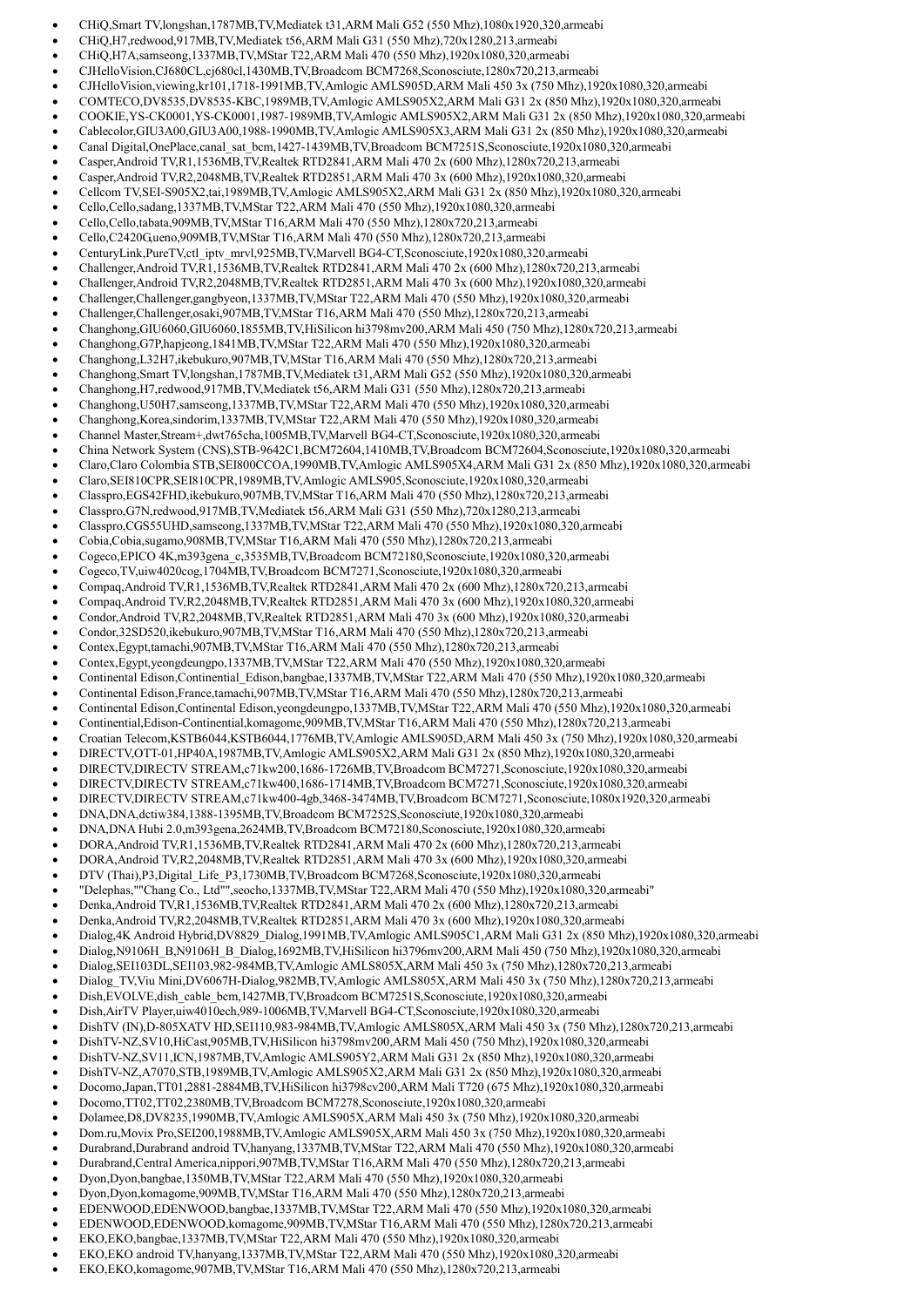- CHiQ,Smart TV,longshan,1787MB,TV,Mediatek t31,ARM Mali G52 (550 Mhz),1080x1920,320,armeabi
- CHiQ,H7,redwood,917MB,TV,Mediatek t56,ARM Mali G31 (550 Mhz),720x1280,213,armeabi
- CHiQ,H7A,samseong,1337MB,TV,MStar T22,ARM Mali 470 (550 Mhz),1920x1080,320,armeabi
- CJHelloVision,CJ680CL,cj680cl,1430MB,TV,Broadcom BCM7268,Sconosciute,1280x720,213,armeabi
- CJHelloVision,viewing,kr101,1718-1991MB,TV,Amlogic AMLS905D,ARM Mali 450 3x (750 Mhz),1920x1080,320,armeabi
- COMTECO,DV8535,DV8535-KBC,1989MB,TV,Amlogic AMLS905X2,ARM Mali G31 2x (850 Mhz),1920x1080,320,armeabi
- COOKIE,YS-CK0001,YS-CK0001,1987-1989MB,TV,Amlogic AMLS905X2,ARM Mali G31 2x (850 Mhz),1920x1080,320,armeabi
- Cablecolor,GIU3A00,GIU3A00,1988-1990MB,TV,Amlogic AMLS905X3,ARM Mali G31 2x (850 Mhz),1920x1080,320,armeabi
- Canal Digital,OnePlace,canal_sat_bcm,1427-1439MB,TV,Broadcom BCM7251S,Sconosciute,1920x1080,320,armeabi
- Casper,Android TV,R1,1536MB,TV,Realtek RTD2841,ARM Mali 470 2x (600 Mhz),1280x720,213,armeabi
- Casper,Android TV,R2,2048MB,TV,Realtek RTD2851,ARM Mali 470 3x (600 Mhz),1920x1080,320,armeabi
- Cellcom TV,SEI-S905X2,tai,1989MB,TV,Amlogic AMLS905X2,ARM Mali G31 2x (850 Mhz),1920x1080,320,armeabi
- Cello,Cello,sadang,1337MB,TV,MStar T22,ARM Mali 470 (550 Mhz),1920x1080,320,armeabi
- Cello,Cello,tabata,909MB,TV,MStar T16,ARM Mali 470 (550 Mhz),1280x720,213,armeabi
- Cello,C2420G,ueno,909MB,TV,MStar T16,ARM Mali 470 (550 Mhz),1280x720,213,armeabi
- CenturyLink,PureTV,ctl_iptv_mrvl,925MB,TV,Marvell BG4-CT,Sconosciute,1920x1080,320,armeabi
- Challenger,Android TV,R1,1536MB,TV,Realtek RTD2841,ARM Mali 470 2x (600 Mhz),1280x720,213,armeabi
- Challenger,Android TV,R2,2048MB,TV,Realtek RTD2851,ARM Mali 470 3x (600 Mhz),1920x1080,320,armeabi
- Challenger,Challenger,gangbyeon,1337MB,TV,MStar T22,ARM Mali 470 (550 Mhz),1920x1080,320,armeabi
- Challenger,Challenger,osaki,907MB,TV,MStar T16,ARM Mali 470 (550 Mhz),1280x720,213,armeabi
- Changhong,GIU6060,GIU6060,1855MB,TV,HiSilicon hi3798mv200,ARM Mali 450 (750 Mhz),1280x720,213,armeabi
- Changhong,G7P,hapjeong,1841MB,TV,MStar T22,ARM Mali 470 (550 Mhz),1920x1080,320,armeabi
- Changhong,L32H7,ikebukuro,907MB,TV,MStar T16,ARM Mali 470 (550 Mhz),1280x720,213,armeabi
- Changhong,Smart TV,longshan,1787MB,TV,Mediatek t31,ARM Mali G52 (550 Mhz),1920x1080,320,armeabi
- Changhong,H7,redwood,917MB,TV,Mediatek t56,ARM Mali G31 (550 Mhz),1280x720,213,armeabi
- Changhong,U50H7,samseong,1337MB,TV,MStar T22,ARM Mali 470 (550 Mhz),1920x1080,320,armeabi
- Changhong,Korea,sindorim,1337MB,TV,MStar T22,ARM Mali 470 (550 Mhz),1920x1080,320,armeabi
- Channel Master,Stream+,dwt765cha,1005MB,TV,Marvell BG4-CT,Sconosciute,1920x1080,320,armeabi
- China Network System (CNS),STB-9642C1,BCM72604,1410MB,TV,Broadcom BCM72604,Sconosciute,1920x1080,320,armeabi
- Claro,Claro Colombia STB,SEI800CCOA,1990MB,TV,Amlogic AMLS905X4,ARM Mali G31 2x (850 Mhz),1920x1080,320,armeabi
- Claro,SEI810CPR,SEI810CPR,1989MB,TV,Amlogic AMLS905,Sconosciute,1920x1080,320,armeabi
- Classpro,EGS42FHD,ikebukuro,907MB,TV,MStar T16,ARM Mali 470 (550 Mhz),1280x720,213,armeabi
- Classpro,G7N,redwood,917MB,TV,Mediatek t56,ARM Mali G31 (550 Mhz),720x1280,213,armeabi
- Classpro,CGS55UHD,samseong,1337MB,TV,MStar T22,ARM Mali 470 (550 Mhz),1920x1080,320,armeabi
- Cobia,Cobia,sugamo,908MB,TV,MStar T16,ARM Mali 470 (550 Mhz),1280x720,213,armeabi
- Cogeco,EPICO 4K,m393gena_c,3535MB,TV,Broadcom BCM72180,Sconosciute,1920x1080,320,armeabi
- Cogeco,TV,uiw4020cog,1704MB,TV,Broadcom BCM7271,Sconosciute,1920x1080,320,armeabi
- Compaq,Android TV,R1,1536MB,TV,Realtek RTD2841,ARM Mali 470 2x (600 Mhz),1280x720,213,armeabi
- Compaq,Android TV,R2,2048MB,TV,Realtek RTD2851,ARM Mali 470 3x (600 Mhz),1920x1080,320,armeabi
- Condor,Android TV,R2,2048MB,TV,Realtek RTD2851,ARM Mali 470 3x (600 Mhz),1920x1080,320,armeabi
- Condor,32SD520,ikebukuro,907MB,TV,MStar T16,ARM Mali 470 (550 Mhz),1280x720,213,armeabi
- Contex,Egypt,tamachi,907MB,TV,MStar T16,ARM Mali 470 (550 Mhz),1280x720,213,armeabi
- Contex,Egypt,yeongdeungpo,1337MB,TV,MStar T22,ARM Mali 470 (550 Mhz),1920x1080,320,armeabi
- Continental Edison,Continential_Edison,bangbae,1337MB,TV,MStar T22,ARM Mali 470 (550 Mhz),1920x1080,320,armeabi
- Continental Edison,France,tamachi,907MB,TV,MStar T16,ARM Mali 470 (550 Mhz),1280x720,213,armeabi
- Continental Edison,Continental Edison,yeongdeungpo,1337MB,TV,MStar T22,ARM Mali 470 (550 Mhz),1920x1080,320,armeabi
- Continential,Edison-Continential,komagome,909MB,TV,MStar T16,ARM Mali 470 (550 Mhz),1280x720,213,armeabi
- Croatian Telecom,KSTB6044,KSTB6044,1776MB,TV,Amlogic AMLS905D,ARM Mali 450 3x (750 Mhz),1920x1080,320,armeabi
- DIRECTV,OTT-01,HP40A,1987MB,TV,Amlogic AMLS905X2,ARM Mali G31 2x (850 Mhz),1920x1080,320,armeabi
- DIRECTV,DIRECTV STREAM,c71kw200,1686-1726MB,TV,Broadcom BCM7271,Sconosciute,1920x1080,320,armeabi
- DIRECTV,DIRECTV STREAM,c71kw400,1686-1714MB,TV,Broadcom BCM7271,Sconosciute,1920x1080,320,armeabi
- DIRECTV,DIRECTV STREAM,c71kw400-4gb,3468-3474MB,TV,Broadcom BCM7271,Sconosciute,1080x1920,320,armeabi
- DNA,DNA,dctiw384,1388-1395MB,TV,Broadcom BCM7252S,Sconosciute,1920x1080,320,armeabi
- DNA,DNA Hubi 2.0,m393gena,2624MB,TV,Broadcom BCM72180,Sconosciute,1920x1080,320,armeabi
- DORA,Android TV,R1,1536MB,TV,Realtek RTD2841,ARM Mali 470 2x (600 Mhz),1280x720,213,armeabi
- DORA,Android TV,R2,2048MB,TV,Realtek RTD2851,ARM Mali 470 3x (600 Mhz),1920x1080,320,armeabi
- DTV (Thai),P3,Digital_Life_P3,1730MB,TV,Broadcom BCM7268,Sconosciute,1920x1080,320,armeabi
- "Delephas,""Chang Co., Ltd"",seocho,1337MB,TV,MStar T22,ARM Mali 470 (550 Mhz),1920x1080,320,armeabi"
- Denka,Android TV,R1,1536MB,TV,Realtek RTD2841,ARM Mali 470 2x (600 Mhz),1280x720,213,armeabi
- Denka,Android TV,R2,2048MB,TV,Realtek RTD2851,ARM Mali 470 3x (600 Mhz),1920x1080,320,armeabi
- Dialog,4K Android Hybrid,DV8829_Dialog,1991MB,TV,Amlogic AMLS905C1,ARM Mali G31 2x (850 Mhz),1920x1080,320,armeabi
- Dialog,N9106H_B,N9106H_B_Dialog,1692MB,TV,HiSilicon hi3796mv200,ARM Mali 450 (750 Mhz),1920x1080,320,armeabi
- Dialog,SEI103DL,SEI103,982-984MB,TV,Amlogic AMLS805X,ARM Mali 450 3x (750 Mhz),1280x720,213,armeabi
- Dialog_TV,Viu Mini,DV6067H-Dialog,982MB,TV,Amlogic AMLS805X,ARM Mali 450 3x (750 Mhz),1280x720,213,armeabi
- Dish,EVOLVE,dish_cable_bcm,1427MB,TV,Broadcom BCM7251S,Sconosciute,1920x1080,320,armeabi
- Dish,AirTV Player,uiw4010ech,989-1006MB,TV,Marvell BG4-CT,Sconosciute,1920x1080,320,armeabi
- DishTV (IN),D-805XATV HD,SEI110,983-984MB,TV,Amlogic AMLS805X,ARM Mali 450 3x (750 Mhz),1280x720,213,armeabi
- DishTV-NZ,SV10,HiCast,905MB,TV,HiSilicon hi3798mv200,ARM Mali 450 (750 Mhz),1920x1080,320,armeabi
- DishTV-NZ,SV11,ICN,1987MB,TV,Amlogic AMLS905Y2,ARM Mali G31 2x (850 Mhz),1920x1080,320,armeabi
- DishTV-NZ,A7070,STB,1989MB,TV,Amlogic AMLS905X2,ARM Mali G31 2x (850 Mhz),1920x1080,320,armeabi
- Docomo,Japan,TT01,2881-2884MB,TV,HiSilicon hi3798cv200,ARM Mali T720 (675 Mhz),1920x1080,320,armeabi
- Docomo,TT02,TT02,2380MB,TV,Broadcom BCM7278,Sconosciute,1920x1080,320,armeabi
- Dolamee,D8,DV8235,1990MB,TV,Amlogic AMLS905X,ARM Mali 450 3x (750 Mhz),1920x1080,320,armeabi
- Dom.ru,Movix Pro,SEI200,1988MB,TV,Amlogic AMLS905X,ARM Mali 450 3x (750 Mhz),1920x1080,320,armeabi
- Durabrand,Durabrand android TV,hanyang,1337MB,TV,MStar T22,ARM Mali 470 (550 Mhz),1920x1080,320,armeabi
- Durabrand,Central America,nippori,907MB,TV,MStar T16,ARM Mali 470 (550 Mhz),1280x720,213,armeabi
- Dyon,Dyon,bangbae,1350MB,TV,MStar T22,ARM Mali 470 (550 Mhz),1920x1080,320,armeabi
- Dyon,Dyon,komagome,909MB,TV,MStar T16,ARM Mali 470 (550 Mhz),1280x720,213,armeabi
- EDENWOOD,EDENWOOD,bangbae,1337MB,TV,MStar T22,ARM Mali 470 (550 Mhz),1920x1080,320,armeabi
- EDENWOOD,EDENWOOD,komagome,909MB,TV,MStar T16,ARM Mali 470 (550 Mhz),1280x720,213,armeabi
- EKO,EKO,bangbae,1337MB,TV,MStar T22,ARM Mali 470 (550 Mhz),1920x1080,320,armeabi
- EKO,EKO android TV,hanyang,1337MB,TV,MStar T22,ARM Mali 470 (550 Mhz),1920x1080,320,armeabi
- EKO,EKO,komagome,907MB,TV,MStar T16,ARM Mali 470 (550 Mhz),1280x720,213,armeabi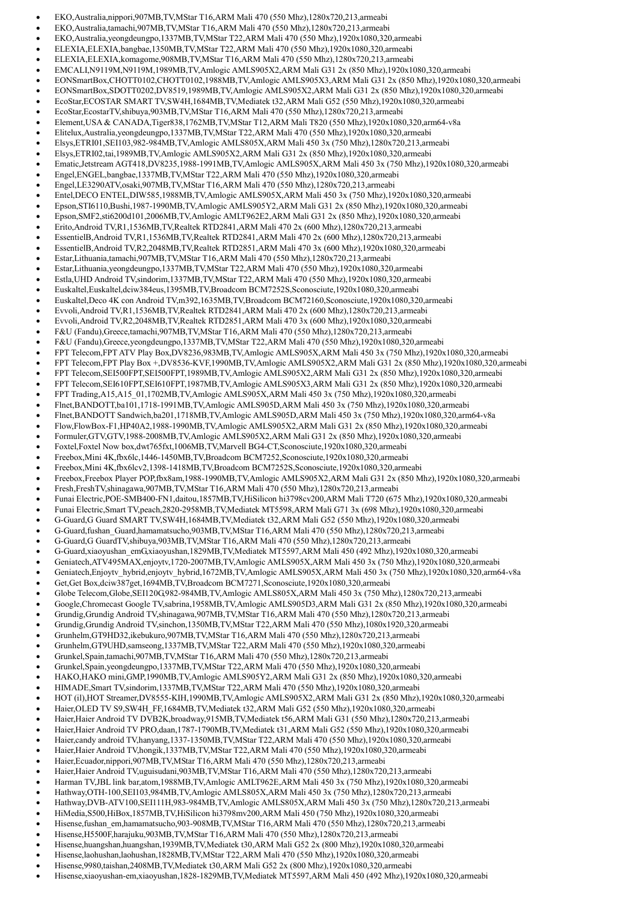- EKO,Australia,nippori,907MB,TV,MStar T16,ARM Mali 470 (550 Mhz),1280x720,213,armeabi
- EKO,Australia,tamachi,907MB,TV,MStar T16,ARM Mali 470 (550 Mhz),1280x720,213,armeabi
- EKO,Australia,yeongdeungpo,1337MB,TV,MStar T22,ARM Mali 470 (550 Mhz),1920x1080,320,armeabi
- ELEXIA,ELEXIA,bangbae,1350MB,TV,MStar T22,ARM Mali 470 (550 Mhz),1920x1080,320,armeabi
- ELEXIA,ELEXIA,komagome,908MB,TV,MStar T16,ARM Mali 470 (550 Mhz),1280x720,213,armeabi
- EMCALI,N9119M,N9119M,1989MB,TV,Amlogic AMLS905X2,ARM Mali G31 2x (850 Mhz),1920x1080,320,armeabi
- EONSmartBox,CHOTT0102,CHOTT0102,1988MB,TV,Amlogic AMLS905X3,ARM Mali G31 2x (850 Mhz),1920x1080,320,armeabi
- EONSmartBox,SDOTT0202,DV8519,1989MB,TV,Amlogic AMLS905X2,ARM Mali G31 2x (850 Mhz),1920x1080,320,armeabi
- EcoStar,ECOSTAR SMART TV,SW4H,1684MB,TV,Mediatek t32,ARM Mali G52 (550 Mhz),1920x1080,320,armeabi
- EcoStar,EcostarTV,shibuya,903MB,TV,MStar T16,ARM Mali 470 (550 Mhz),1280x720,213,armeabi
- Element,USA & CANADA,Tiger838,1762MB,TV,MStar T12,ARM Mali T820 (550 Mhz),1920x1080,320,arm64-v8a
- Elitelux,Australia,yeongdeungpo,1337MB,TV,MStar T22,ARM Mali 470 (550 Mhz),1920x1080,320,armeabi
- Elsys,ETRI01,SEI103,982-984MB,TV,Amlogic AMLS805X,ARM Mali 450 3x (750 Mhz),1280x720,213,armeabi
- Elsys,ETRI02,tai,1989MB,TV,Amlogic AMLS905X2,ARM Mali G31 2x (850 Mhz),1920x1080,320,armeabi
- Ematic,Jetstream AGT418,DV8235,1988-1991MB,TV,Amlogic AMLS905X,ARM Mali 450 3x (750 Mhz),1920x1080,320,armeabi
- Engel,ENGEL,bangbae,1337MB,TV,MStar T22,ARM Mali 470 (550 Mhz),1920x1080,320,armeabi
- Engel,LE3290ATV,osaki,907MB,TV,MStar T16,ARM Mali 470 (550 Mhz),1280x720,213,armeabi
- Entel,DECO ENTEL,DIW585,1988MB,TV,Amlogic AMLS905X,ARM Mali 450 3x (750 Mhz),1920x1080,320,armeabi
- Epson,STI6110,Bushi,1987-1990MB,TV,Amlogic AMLS905Y2,ARM Mali G31 2x (850 Mhz),1920x1080,320,armeabi
- Epson,SMF2,sti6200d101,2006MB,TV,Amlogic AMLT962E2,ARM Mali G31 2x (850 Mhz),1920x1080,320,armeabi
- Erito,Android TV,R1,1536MB,TV,Realtek RTD2841,ARM Mali 470 2x (600 Mhz),1280x720,213,armeabi
- EssentielB,Android TV,R1,1536MB,TV,Realtek RTD2841,ARM Mali 470 2x (600 Mhz),1280x720,213,armeabi
- EssentielB,Android TV,R2,2048MB,TV,Realtek RTD2851,ARM Mali 470 3x (600 Mhz),1920x1080,320,armeabi
- Estar,Lithuania,tamachi,907MB,TV,MStar T16,ARM Mali 470 (550 Mhz),1280x720,213,armeabi
- Estar,Lithuania,yeongdeungpo,1337MB,TV,MStar T22,ARM Mali 470 (550 Mhz),1920x1080,320,armeabi
- Estla,UHD Android TV,sindorim,1337MB,TV,MStar T22,ARM Mali 470 (550 Mhz),1920x1080,320,armeabi
- Euskaltel,Euskaltel,dciw384eus,1395MB,TV,Broadcom BCM7252S,Sconosciute,1920x1080,320,armeabi
- Euskaltel,Deco 4K con Android TV,m392,1635MB,TV,Broadcom BCM72160,Sconosciute,1920x1080,320,armeabi
- Evvoli,Android TV,R1,1536MB,TV,Realtek RTD2841,ARM Mali 470 2x (600 Mhz),1280x720,213,armeabi
- Evvoli,Android TV,R2,2048MB,TV,Realtek RTD2851,ARM Mali 470 3x (600 Mhz),1920x1080,320,armeabi
- F&U (Fandu),Greece,tamachi,907MB,TV,MStar T16,ARM Mali 470 (550 Mhz),1280x720,213,armeabi
- F&U (Fandu),Greece,yeongdeungpo,1337MB,TV,MStar T22,ARM Mali 470 (550 Mhz),1920x1080,320,armeabi
- FPT Telecom,FPT ATV Play Box,DV8236,983MB,TV,Amlogic AMLS905X,ARM Mali 450 3x (750 Mhz),1920x1080,320,armeabi
- FPT Telecom,FPT Play Box +,DV8536-KVF,1990MB,TV,Amlogic AMLS905X2,ARM Mali G31 2x (850 Mhz),1920x1080,320,armeabi
- FPT Telecom,SEI500FPT,SEI500FPT,1989MB,TV,Amlogic AMLS905X2,ARM Mali G31 2x (850 Mhz),1920x1080,320,armeabi
- FPT Telecom,SEI610FPT,SEI610FPT,1987MB,TV,Amlogic AMLS905X3,ARM Mali G31 2x (850 Mhz),1920x1080,320,armeabi
- FPT Trading,A15,A15_01,1702MB,TV,Amlogic AMLS905X,ARM Mali 450 3x (750 Mhz),1920x1080,320,armeabi
- Flnet,BANDOTT,ba101,1718-1991MB,TV,Amlogic AMLS905D,ARM Mali 450 3x (750 Mhz),1920x1080,320,armeabi
- Flnet,BANDOTT Sandwich,ba201,1718MB,TV,Amlogic AMLS905D,ARM Mali 450 3x (750 Mhz),1920x1080,320,arm64-v8a
- Flow,FlowBox-F1,HP40A2,1988-1990MB,TV,Amlogic AMLS905X2,ARM Mali G31 2x (850 Mhz),1920x1080,320,armeabi
- Formuler,GTV,GTV,1988-2008MB,TV,Amlogic AMLS905X2,ARM Mali G31 2x (850 Mhz),1920x1080,320,armeabi
- Foxtel,Foxtel Now box,dwt765fxt,1006MB,TV,Marvell BG4-CT,Sconosciute,1920x1080,320,armeabi
- Freebox,Mini 4K,fbx6lc,1446-1450MB,TV,Broadcom BCM7252,Sconosciute,1920x1080,320,armeabi
- Freebox,Mini 4K,fbx6lcv2,1398-1418MB,TV,Broadcom BCM7252S,Sconosciute,1920x1080,320,armeabi
- Freebox,Freebox Player POP,fbx8am,1988-1990MB,TV,Amlogic AMLS905X2,ARM Mali G31 2x (850 Mhz),1920x1080,320,armeabi
- Fresh,FreshTV,shinagawa,907MB,TV,MStar T16,ARM Mali 470 (550 Mhz),1280x720,213,armeabi
- Funai Electric,POE-SMB400-FN1,daitou,1857MB,TV,HiSilicon hi3798cv200,ARM Mali T720 (675 Mhz),1920x1080,320,armeabi
- Funai Electric,Smart TV,peach,2820-2958MB,TV,Mediatek MT5598,ARM Mali G71 3x (698 Mhz),1920x1080,320,armeabi
- G-Guard,G Guard SMART TV,SW4H,1684MB,TV,Mediatek t32,ARM Mali G52 (550 Mhz),1920x1080,320,armeabi
- G-Guard,fushan_Guard,hamamatsucho,903MB,TV,MStar T16,ARM Mali 470 (550 Mhz),1280x720,213,armeabi
- G-Guard,G GuardTV,shibuya,903MB,TV,MStar T16,ARM Mali 470 (550 Mhz),1280x720,213,armeabi
- G-Guard,xiaoyushan_emG,xiaoyushan,1829MB,TV,Mediatek MT5597,ARM Mali 450 (492 Mhz),1920x1080,320,armeabi
- Geniatech,ATV495MAX,enjoytv,1720-2007MB,TV,Amlogic AMLS905X,ARM Mali 450 3x (750 Mhz),1920x1080,320,armeabi
- Geniatech,Enjoytv_hybrid,enjoytv_hybrid,1672MB,TV,Amlogic AMLS905X,ARM Mali 450 3x (750 Mhz),1920x1080,320,arm64-v8a
- Get,Get Box,dciw387get,1694MB,TV,Broadcom BCM7271,Sconosciute,1920x1080,320,armeabi
- Globe Telecom,Globe,SEI120G,982-984MB,TV,Amlogic AMLS805X,ARM Mali 450 3x (750 Mhz),1280x720,213,armeabi
- Google,Chromecast Google TV,sabrina,1958MB,TV,Amlogic AMLS905D3,ARM Mali G31 2x (850 Mhz),1920x1080,320,armeabi
- Grundig,Grundig Android TV,shinagawa,907MB,TV,MStar T16,ARM Mali 470 (550 Mhz),1280x720,213,armeabi
- Grundig,Grundig Android TV,sinchon,1350MB,TV,MStar T22,ARM Mali 470 (550 Mhz),1080x1920,320,armeabi
- Grunhelm,GT9HD32,ikebukuro,907MB,TV,MStar T16,ARM Mali 470 (550 Mhz),1280x720,213,armeabi
- Grunhelm,GT9UHD,samseong,1337MB,TV,MStar T22,ARM Mali 470 (550 Mhz),1920x1080,320,armeabi
- Grunkel,Spain,tamachi,907MB,TV,MStar T16,ARM Mali 470 (550 Mhz),1280x720,213,armeabi
- Grunkel,Spain,yeongdeungpo,1337MB,TV,MStar T22,ARM Mali 470 (550 Mhz),1920x1080,320,armeabi
- HAKO,HAKO mini,GMP,1990MB,TV,Amlogic AMLS905Y2,ARM Mali G31 2x (850 Mhz),1920x1080,320,armeabi
- HIMADE,Smart TV,sindorim,1337MB,TV,MStar T22,ARM Mali 470 (550 Mhz),1920x1080,320,armeabi
- HOT (il),HOT Streamer,DV8555-KIH,1990MB,TV,Amlogic AMLS905X2,ARM Mali G31 2x (850 Mhz),1920x1080,320,armeabi
- Haier,OLED TV S9,SW4H_FF,1684MB,TV,Mediatek t32,ARM Mali G52 (550 Mhz),1920x1080,320,armeabi
- Haier,Haier Android TV DVB2K,broadway,915MB,TV,Mediatek t56,ARM Mali G31 (550 Mhz),1280x720,213,armeabi
- Haier,Haier Android TV PRO,daan,1787-1790MB,TV,Mediatek t31,ARM Mali G52 (550 Mhz),1920x1080,320,armeabi
- Haier,candy android TV,hanyang,1337-1350MB,TV,MStar T22,ARM Mali 470 (550 Mhz),1920x1080,320,armeabi
- Haier,Haier Android TV,hongik,1337MB,TV,MStar T22,ARM Mali 470 (550 Mhz),1920x1080,320,armeabi
- Haier,Ecuador,nippori,907MB,TV,MStar T16,ARM Mali 470 (550 Mhz),1280x720,213,armeabi
- Haier,Haier Android TV,uguisudani,903MB,TV,MStar T16,ARM Mali 470 (550 Mhz),1280x720,213,armeabi
- Harman TV,JBL link bar,atom,1988MB,TV,Amlogic AMLT962E,ARM Mali 450 3x (750 Mhz),1920x1080,320,armeabi
- Hathway,OTH-100,SEI103,984MB,TV,Amlogic AMLS805X,ARM Mali 450 3x (750 Mhz),1280x720,213,armeabi
- Hathway,DVB-ATV100,SEI111H,983-984MB,TV,Amlogic AMLS805X,ARM Mali 450 3x (750 Mhz),1280x720,213,armeabi
- HiMedia,S500,HiBox,1857MB,TV,HiSilicon hi3798mv200,ARM Mali 450 (750 Mhz),1920x1080,320,armeabi
- Hisense,fushan_em,hamamatsucho,903-908MB,TV,MStar T16,ARM Mali 470 (550 Mhz),1280x720,213,armeabi
- Hisense,H5500F,harajuku,903MB,TV,MStar T16,ARM Mali 470 (550 Mhz),1280x720,213,armeabi
- Hisense,huangshan,huangshan,1939MB,TV,Mediatek t30,ARM Mali G52 2x (800 Mhz),1920x1080,320,armeabi
- Hisense,laohushan,laohushan,1828MB,TV,MStar T22,ARM Mali 470 (550 Mhz),1920x1080,320,armeabi
- Hisense,9980,taishan,2408MB,TV,Mediatek t30,ARM Mali G52 2x (800 Mhz),1920x1080,320,armeabi
- Hisense,xiaoyushan-em,xiaoyushan,1828-1829MB,TV,Mediatek MT5597,ARM Mali 450 (492 Mhz),1920x1080,320,armeabi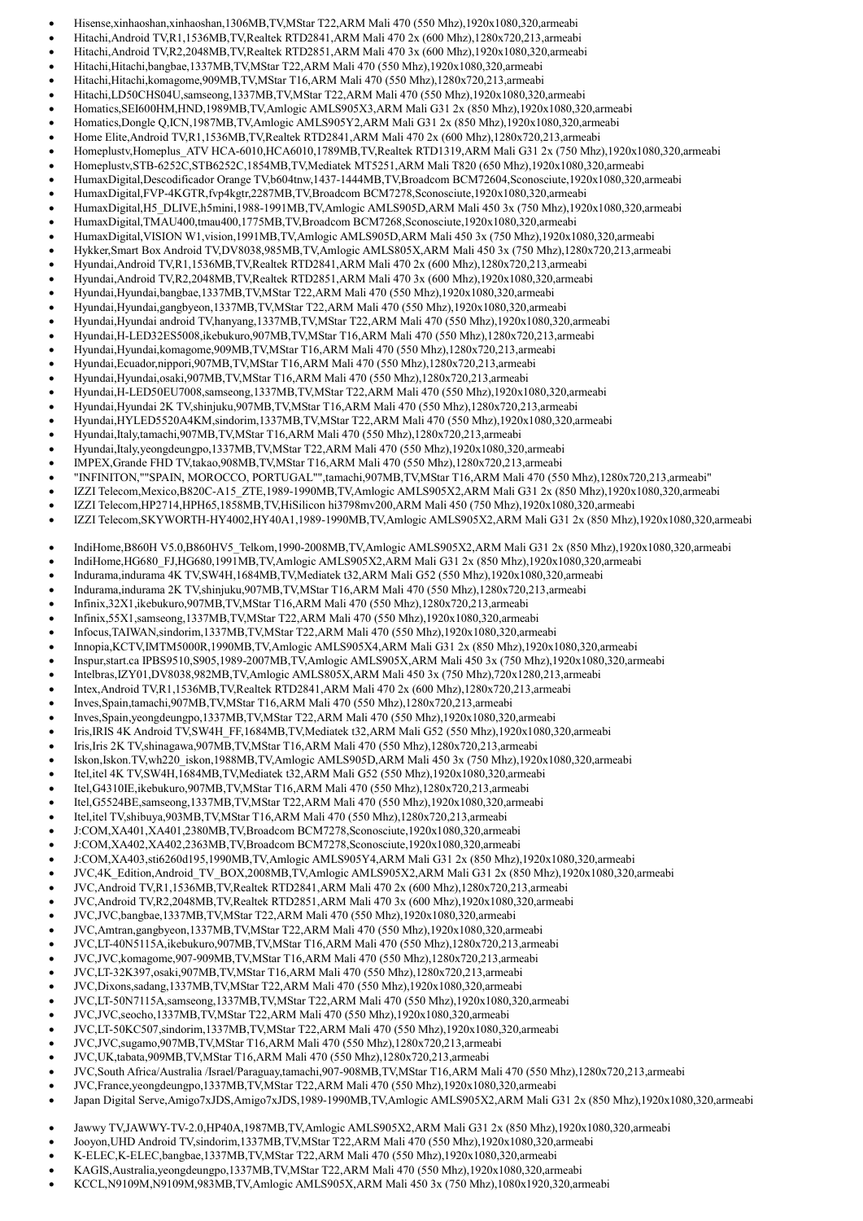- Hisense,xinhaoshan,xinhaoshan,1306MB,TV,MStar T22,ARM Mali 470 (550 Mhz),1920x1080,320,armeabi
- Hitachi,Android TV,R1,1536MB,TV,Realtek RTD2841,ARM Mali 470 2x (600 Mhz),1280x720,213,armeabi
- Hitachi,Android TV,R2,2048MB,TV,Realtek RTD2851,ARM Mali 470 3x (600 Mhz),1920x1080,320,armeabi
- Hitachi,Hitachi,bangbae,1337MB,TV,MStar T22,ARM Mali 470 (550 Mhz),1920x1080,320,armeabi
- Hitachi,Hitachi,komagome,909MB,TV,MStar T16,ARM Mali 470 (550 Mhz),1280x720,213,armeabi
- Hitachi,LD50CHS04U,samseong,1337MB,TV,MStar T22,ARM Mali 470 (550 Mhz),1920x1080,320,armeabi
- Homatics,SEI600HM,HND,1989MB,TV,Amlogic AMLS905X3,ARM Mali G31 2x (850 Mhz),1920x1080,320,armeabi
- Homatics,Dongle Q,ICN,1987MB,TV,Amlogic AMLS905Y2,ARM Mali G31 2x (850 Mhz),1920x1080,320,armeabi
- Home Elite,Android TV,R1,1536MB,TV,Realtek RTD2841,ARM Mali 470 2x (600 Mhz),1280x720,213,armeabi
- Homeplustv,Homeplus_ATV HCA-6010,HCA6010,1789MB,TV,Realtek RTD1319,ARM Mali G31 2x (750 Mhz),1920x1080,320,armeabi
- Homeplustv,STB-6252C,STB6252C,1854MB,TV,Mediatek MT5251,ARM Mali T820 (650 Mhz),1920x1080,320,armeabi
- HumaxDigital,Descodificador Orange TV,b604tnw,1437-1444MB,TV,Broadcom BCM72604,Sconosciute,1920x1080,320,armeabi
- HumaxDigital,FVP-4KGTR,fvp4kgtr,2287MB,TV,Broadcom BCM7278,Sconosciute,1920x1080,320,armeabi
- HumaxDigital,H5_DLIVE,h5mini,1988-1991MB,TV,Amlogic AMLS905D,ARM Mali 450 3x (750 Mhz),1920x1080,320,armeabi
- HumaxDigital,TMAU400,tmau400,1775MB,TV,Broadcom BCM7268,Sconosciute,1920x1080,320,armeabi
- HumaxDigital,VISION W1,vision,1991MB,TV,Amlogic AMLS905D,ARM Mali 450 3x (750 Mhz),1920x1080,320,armeabi
- Hykker,Smart Box Android TV,DV8038,985MB,TV,Amlogic AMLS805X,ARM Mali 450 3x (750 Mhz),1280x720,213,armeabi
- Hyundai,Android TV,R1,1536MB,TV,Realtek RTD2841,ARM Mali 470 2x (600 Mhz),1280x720,213,armeabi
- Hyundai,Android TV,R2,2048MB,TV,Realtek RTD2851,ARM Mali 470 3x (600 Mhz),1920x1080,320,armeabi
- Hyundai,Hyundai,bangbae,1337MB,TV,MStar T22,ARM Mali 470 (550 Mhz),1920x1080,320,armeabi
- Hyundai,Hyundai,gangbyeon,1337MB,TV,MStar T22,ARM Mali 470 (550 Mhz),1920x1080,320,armeabi
- Hyundai,Hyundai android TV,hanyang,1337MB,TV,MStar T22,ARM Mali 470 (550 Mhz),1920x1080,320,armeabi
- Hyundai,H-LED32ES5008,ikebukuro,907MB,TV,MStar T16,ARM Mali 470 (550 Mhz),1280x720,213,armeabi
- Hyundai,Hyundai,komagome,909MB,TV,MStar T16,ARM Mali 470 (550 Mhz),1280x720,213,armeabi
- Hyundai,Ecuador,nippori,907MB,TV,MStar T16,ARM Mali 470 (550 Mhz),1280x720,213,armeabi
- Hyundai,Hyundai,osaki,907MB,TV,MStar T16,ARM Mali 470 (550 Mhz),1280x720,213,armeabi
- Hyundai,H-LED50EU7008,samseong,1337MB,TV,MStar T22,ARM Mali 470 (550 Mhz),1920x1080,320,armeabi
- Hyundai,Hyundai 2K TV,shinjuku,907MB,TV,MStar T16,ARM Mali 470 (550 Mhz),1280x720,213,armeabi
- Hyundai,HYLED5520A4KM,sindorim,1337MB,TV,MStar T22,ARM Mali 470 (550 Mhz),1920x1080,320,armeabi
- Hyundai,Italy,tamachi,907MB,TV,MStar T16,ARM Mali 470 (550 Mhz),1280x720,213,armeabi
- Hyundai,Italy,yeongdeungpo,1337MB,TV,MStar T22,ARM Mali 470 (550 Mhz),1920x1080,320,armeabi
- IMPEX,Grande FHD TV,takao,908MB,TV,MStar T16,ARM Mali 470 (550 Mhz),1280x720,213,armeabi
- "INFINITON,""SPAIN, MOROCCO, PORTUGAL"",tamachi,907MB,TV,MStar T16,ARM Mali 470 (550 Mhz),1280x720,213,armeabi"
- IZZI Telecom,Mexico,B820C-A15_ZTE,1989-1990MB,TV,Amlogic AMLS905X2,ARM Mali G31 2x (850 Mhz),1920x1080,320,armeabi
- IZZI Telecom,HP2714,HPH65,1858MB,TV,HiSilicon hi3798mv200,ARM Mali 450 (750 Mhz),1920x1080,320,armeabi
- IZZI Telecom,SKYWORTH-HY4002,HY40A1,1989-1990MB,TV,Amlogic AMLS905X2,ARM Mali G31 2x (850 Mhz),1920x1080,320,armeabi

- IndiHome,B860H V5.0,B860HV5_Telkom,1990-2008MB,TV,Amlogic AMLS905X2,ARM Mali G31 2x (850 Mhz),1920x1080,320,armeabi
- IndiHome,HG680_FJ,HG680,1991MB,TV,Amlogic AMLS905X2,ARM Mali G31 2x (850 Mhz),1920x1080,320,armeabi
- Indurama,indurama 4K TV,SW4H,1684MB,TV,Mediatek t32,ARM Mali G52 (550 Mhz),1920x1080,320,armeabi
- Indurama,indurama 2K TV,shinjuku,907MB,TV,MStar T16,ARM Mali 470 (550 Mhz),1280x720,213,armeabi
- Infinix,32X1,ikebukuro,907MB,TV,MStar T16,ARM Mali 470 (550 Mhz),1280x720,213,armeabi
- Infinix,55X1,samseong,1337MB,TV,MStar T22,ARM Mali 470 (550 Mhz),1920x1080,320,armeabi
- Infocus,TAIWAN,sindorim,1337MB,TV,MStar T22,ARM Mali 470 (550 Mhz),1920x1080,320,armeabi
- Innopia,KCTV,IMTM5000R,1990MB,TV,Amlogic AMLS905X4,ARM Mali G31 2x (850 Mhz),1920x1080,320,armeabi
- Inspur,start.ca IPBS9510,S905,1989-2007MB,TV,Amlogic AMLS905X,ARM Mali 450 3x (750 Mhz),1920x1080,320,armeabi
- Intelbras,IZY01,DV8038,982MB,TV,Amlogic AMLS805X,ARM Mali 450 3x (750 Mhz),720x1280,213,armeabi
- Intex,Android TV,R1,1536MB,TV,Realtek RTD2841,ARM Mali 470 2x (600 Mhz),1280x720,213,armeabi
- Inves,Spain,tamachi,907MB,TV,MStar T16,ARM Mali 470 (550 Mhz),1280x720,213,armeabi
- Inves,Spain,yeongdeungpo,1337MB,TV,MStar T22,ARM Mali 470 (550 Mhz),1920x1080,320,armeabi
- Iris,IRIS 4K Android TV,SW4H_FF,1684MB,TV,Mediatek t32,ARM Mali G52 (550 Mhz),1920x1080,320,armeabi
- Iris,Iris 2K TV,shinagawa,907MB,TV,MStar T16,ARM Mali 470 (550 Mhz),1280x720,213,armeabi
- Iskon,Iskon.TV,wh220_iskon,1988MB,TV,Amlogic AMLS905D,ARM Mali 450 3x (750 Mhz),1920x1080,320,armeabi
- Itel,itel 4K TV,SW4H,1684MB,TV,Mediatek t32,ARM Mali G52 (550 Mhz),1920x1080,320,armeabi
- Itel,G4310IE,ikebukuro,907MB,TV,MStar T16,ARM Mali 470 (550 Mhz),1280x720,213,armeabi
- Itel,G5524BE,samseong,1337MB,TV,MStar T22,ARM Mali 470 (550 Mhz),1920x1080,320,armeabi
- Itel,itel TV,shibuya,903MB,TV,MStar T16,ARM Mali 470 (550 Mhz),1280x720,213,armeabi
- J:COM,XA401,XA401,2380MB,TV,Broadcom BCM7278,Sconosciute,1920x1080,320,armeabi
- J:COM,XA402,XA402,2363MB,TV,Broadcom BCM7278,Sconosciute,1920x1080,320,armeabi
- J:COM,XA403,sti6260d195,1990MB,TV,Amlogic AMLS905Y4,ARM Mali G31 2x (850 Mhz),1920x1080,320,armeabi
- JVC,4K_Edition,Android_TV_BOX,2008MB,TV,Amlogic AMLS905X2,ARM Mali G31 2x (850 Mhz),1920x1080,320,armeabi
- JVC,Android TV,R1,1536MB,TV,Realtek RTD2841,ARM Mali 470 2x (600 Mhz),1280x720,213,armeabi
- JVC,Android TV,R2,2048MB,TV,Realtek RTD2851,ARM Mali 470 3x (600 Mhz),1920x1080,320,armeabi
- JVC,JVC,bangbae,1337MB,TV,MStar T22,ARM Mali 470 (550 Mhz),1920x1080,320,armeabi
- JVC,Amtran,gangbyeon,1337MB,TV,MStar T22,ARM Mali 470 (550 Mhz),1920x1080,320,armeabi
- JVC,LT-40N5115A,ikebukuro,907MB,TV,MStar T16,ARM Mali 470 (550 Mhz),1280x720,213,armeabi
- JVC,JVC,komagome,907-909MB,TV,MStar T16,ARM Mali 470 (550 Mhz),1280x720,213,armeabi
- JVC,LT-32K397,osaki,907MB,TV,MStar T16,ARM Mali 470 (550 Mhz),1280x720,213,armeabi
- JVC,Dixons,sadang,1337MB,TV,MStar T22,ARM Mali 470 (550 Mhz),1920x1080,320,armeabi
- JVC,LT-50N7115A,samseong,1337MB,TV,MStar T22,ARM Mali 470 (550 Mhz),1920x1080,320,armeabi
- JVC,JVC,seocho,1337MB,TV,MStar T22,ARM Mali 470 (550 Mhz),1920x1080,320,armeabi
- JVC,LT-50KC507,sindorim,1337MB,TV,MStar T22,ARM Mali 470 (550 Mhz),1920x1080,320,armeabi
- JVC,JVC,sugamo,907MB,TV,MStar T16,ARM Mali 470 (550 Mhz),1280x720,213,armeabi
- JVC,UK,tabata,909MB,TV,MStar T16,ARM Mali 470 (550 Mhz),1280x720,213,armeabi
- JVC,South Africa/Australia /Israel/Paraguay,tamachi,907-908MB,TV,MStar T16,ARM Mali 470 (550 Mhz),1280x720,213,armeabi
- JVC,France,yeongdeungpo,1337MB,TV,MStar T22,ARM Mali 470 (550 Mhz),1920x1080,320,armeabi
- Japan Digital Serve,Amigo7xJDS,Amigo7xJDS,1989-1990MB,TV,Amlogic AMLS905X2,ARM Mali G31 2x (850 Mhz),1920x1080,320,armeabi

- Jawwy TV,JAWWY-TV-2.0,HP40A,1987MB,TV,Amlogic AMLS905X2,ARM Mali G31 2x (850 Mhz),1920x1080,320,armeabi
- Jooyon,UHD Android TV,sindorim,1337MB,TV,MStar T22,ARM Mali 470 (550 Mhz),1920x1080,320,armeabi
- K-ELEC,K-ELEC,bangbae,1337MB,TV,MStar T22,ARM Mali 470 (550 Mhz),1920x1080,320,armeabi
- KAGIS,Australia,yeongdeungpo,1337MB,TV,MStar T22,ARM Mali 470 (550 Mhz),1920x1080,320,armeabi
- KCCL,N9109M,N9109M,983MB,TV,Amlogic AMLS905X,ARM Mali 450 3x (750 Mhz),1080x1920,320,armeabi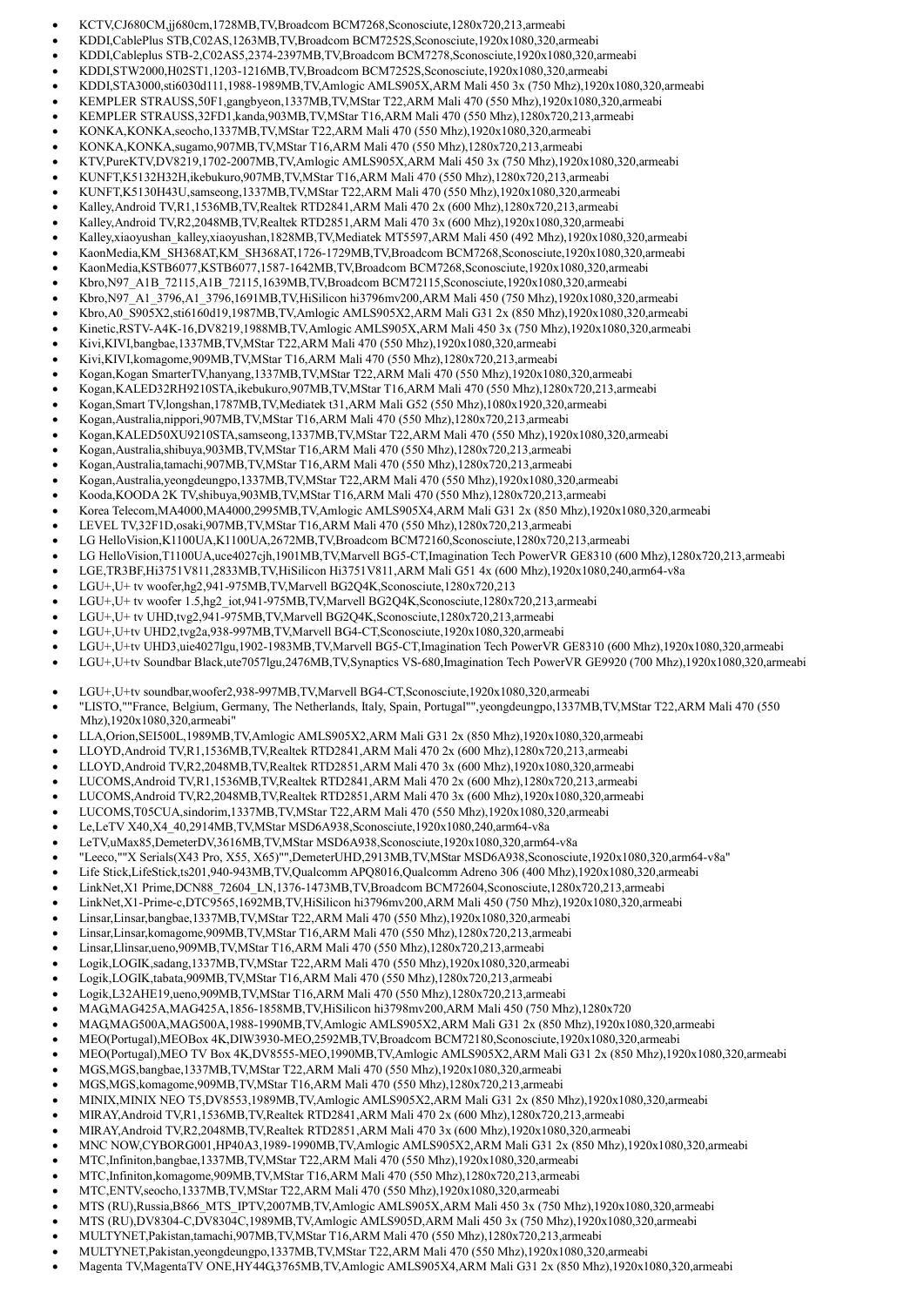- KCTV,CJ680CM,jj680cm,1728MB,TV,Broadcom BCM7268,Sconosciute,1280x720,213,armeabi
- KDDI,CablePlus STB,C02AS,1263MB,TV,Broadcom BCM7252S,Sconosciute,1920x1080,320,armeabi
- KDDI,Cableplus STB-2,C02AS5,2374-2397MB,TV,Broadcom BCM7278,Sconosciute,1920x1080,320,armeabi
- KDDI,STW2000,H02ST1,1203-1216MB,TV,Broadcom BCM7252S,Sconosciute,1920x1080,320,armeabi
- KDDI,STA3000,sti6030d111,1988-1989MB,TV,Amlogic AMLS905X,ARM Mali 450 3x (750 Mhz),1920x1080,320,armeabi
- KEMPLER STRAUSS,50F1,gangbyeon,1337MB,TV,MStar T22,ARM Mali 470 (550 Mhz),1920x1080,320,armeabi
- KEMPLER STRAUSS,32FD1,kanda,903MB,TV,MStar T16,ARM Mali 470 (550 Mhz),1280x720,213,armeabi
- KONKA,KONKA,seocho,1337MB,TV,MStar T22,ARM Mali 470 (550 Mhz),1920x1080,320,armeabi
- KONKA,KONKA,sugamo,907MB,TV,MStar T16,ARM Mali 470 (550 Mhz),1280x720,213,armeabi
- KTV,PureKTV,DV8219,1702-2007MB,TV,Amlogic AMLS905X,ARM Mali 450 3x (750 Mhz),1920x1080,320,armeabi
- KUNFT,K5132H32H,ikebukuro,907MB,TV,MStar T16,ARM Mali 470 (550 Mhz),1280x720,213,armeabi
- KUNFT,K5130H43U,samseong,1337MB,TV,MStar T22,ARM Mali 470 (550 Mhz),1920x1080,320,armeabi
- Kalley,Android TV,R1,1536MB,TV,Realtek RTD2841,ARM Mali 470 2x (600 Mhz),1280x720,213,armeabi
- Kalley,Android TV,R2,2048MB,TV,Realtek RTD2851,ARM Mali 470 3x (600 Mhz),1920x1080,320,armeabi
- Kalley,xiaoyushan_kalley,xiaoyushan,1828MB,TV,Mediatek MT5597,ARM Mali 450 (492 Mhz),1920x1080,320,armeabi
- KaonMedia,KM_SH368AT,KM_SH368AT,1726-1729MB,TV,Broadcom BCM7268,Sconosciute,1920x1080,320,armeabi
- KaonMedia,KSTB6077,KSTB6077,1587-1642MB,TV,Broadcom BCM7268,Sconosciute,1920x1080,320,armeabi
- Kbro,N97_A1B_72115,A1B_72115,1639MB,TV,Broadcom BCM72115,Sconosciute,1920x1080,320,armeabi
- Kbro,N97_A1_3796,A1_3796,1691MB,TV,HiSilicon hi3796mv200,ARM Mali 450 (750 Mhz),1920x1080,320,armeabi
- Kbro,A0_S905X2,sti6160d19,1987MB,TV,Amlogic AMLS905X2,ARM Mali G31 2x (850 Mhz),1920x1080,320,armeabi
- Kinetic,RSTV-A4K-16,DV8219,1988MB,TV,Amlogic AMLS905X,ARM Mali 450 3x (750 Mhz),1920x1080,320,armeabi
- Kivi,KIVI,bangbae,1337MB,TV,MStar T22,ARM Mali 470 (550 Mhz),1920x1080,320,armeabi
- Kivi,KIVI,komagome,909MB,TV,MStar T16,ARM Mali 470 (550 Mhz),1280x720,213,armeabi
- Kogan,Kogan SmarterTV,hanyang,1337MB,TV,MStar T22,ARM Mali 470 (550 Mhz),1920x1080,320,armeabi
- Kogan,KALED32RH9210STA,ikebukuro,907MB,TV,MStar T16,ARM Mali 470 (550 Mhz),1280x720,213,armeabi
- Kogan,Smart TV,longshan,1787MB,TV,Mediatek t31,ARM Mali G52 (550 Mhz),1080x1920,320,armeabi
- Kogan,Australia,nippori,907MB,TV,MStar T16,ARM Mali 470 (550 Mhz),1280x720,213,armeabi
- Kogan,KALED50XU9210STA,samseong,1337MB,TV,MStar T22,ARM Mali 470 (550 Mhz),1920x1080,320,armeabi
- Kogan,Australia,shibuya,903MB,TV,MStar T16,ARM Mali 470 (550 Mhz),1280x720,213,armeabi
- Kogan,Australia,tamachi,907MB,TV,MStar T16,ARM Mali 470 (550 Mhz),1280x720,213,armeabi
- Kogan,Australia,yeongdeungpo,1337MB,TV,MStar T22,ARM Mali 470 (550 Mhz),1920x1080,320,armeabi
- Kooda,KOODA 2K TV,shibuya,903MB,TV,MStar T16,ARM Mali 470 (550 Mhz),1280x720,213,armeabi
- Korea Telecom,MA4000,MA4000,2995MB,TV,Amlogic AMLS905X4,ARM Mali G31 2x (850 Mhz),1920x1080,320,armeabi
- LEVEL TV,32F1D,osaki,907MB,TV,MStar T16,ARM Mali 470 (550 Mhz),1280x720,213,armeabi
- LG HelloVision,K1100UA,K1100UA,2672MB,TV,Broadcom BCM72160,Sconosciute,1280x720,213,armeabi
- LG HelloVision,T1100UA,uce4027cjh,1901MB,TV,Marvell BG5-CT,Imagination Tech PowerVR GE8310 (600 Mhz),1280x720,213,armeabi
- LGE,TR3BF,Hi3751V811,2833MB,TV,HiSilicon Hi3751V811,ARM Mali G51 4x (600 Mhz),1920x1080,240,arm64-v8a
- LGU+,U+ tv woofer,hg2,941-975MB,TV,Marvell BG2Q4K,Sconosciute,1280x720,213
- LGU+,U+ tv woofer 1.5,hg2_iot,941-975MB,TV,Marvell BG2Q4K,Sconosciute,1280x720,213,armeabi
- LGU+,U+ tv UHD,tvg2,941-975MB,TV,Marvell BG2Q4K,Sconosciute,1280x720,213,armeabi
- LGU+,U+tv UHD2,tvg2a,938-997MB,TV,Marvell BG4-CT,Sconosciute,1920x1080,320,armeabi
- LGU+,U+tv UHD3,uie4027lgu,1902-1983MB,TV,Marvell BG5-CT,Imagination Tech PowerVR GE8310 (600 Mhz),1920x1080,320,armeabi
- LGU+,U+tv Soundbar Black,ute7057lgu,2476MB,TV,Synaptics VS-680,Imagination Tech PowerVR GE9920 (700 Mhz),1920x1080,320,armeabi
- LGU+,U+tv soundbar,woofer2,938-997MB,TV,Marvell BG4-CT,Sconosciute,1920x1080,320,armeabi
- "LISTO,""France, Belgium, Germany, The Netherlands, Italy, Spain, Portugal"",yeongdeungpo,1337MB,TV,MStar T22,ARM Mali 470 (550 Mhz),1920x1080,320,armeabi"
- LLA,Orion,SEI500L,1989MB,TV,Amlogic AMLS905X2,ARM Mali G31 2x (850 Mhz),1920x1080,320,armeabi
- LLOYD,Android TV,R1,1536MB,TV,Realtek RTD2841,ARM Mali 470 2x (600 Mhz),1280x720,213,armeabi
- LLOYD,Android TV,R2,2048MB,TV,Realtek RTD2851,ARM Mali 470 3x (600 Mhz),1920x1080,320,armeabi
- LUCOMS,Android TV,R1,1536MB,TV,Realtek RTD2841,ARM Mali 470 2x (600 Mhz),1280x720,213,armeabi
- LUCOMS,Android TV,R2,2048MB,TV,Realtek RTD2851,ARM Mali 470 3x (600 Mhz),1920x1080,320,armeabi
- LUCOMS,T05CUA,sindorim,1337MB,TV,MStar T22,ARM Mali 470 (550 Mhz),1920x1080,320,armeabi
- Le,LeTV X40,X4_40,2914MB,TV,MStar MSD6A938,Sconosciute,1920x1080,240,arm64-v8a
- LeTV,uMax85,DemeterDV,3616MB,TV,MStar MSD6A938,Sconosciute,1920x1080,320,arm64-v8a
- "Leeco,""X Serials(X43 Pro, X55, X65)"",DemeterUHD,2913MB,TV,MStar MSD6A938,Sconosciute,1920x1080,320,arm64-v8a"
- Life Stick,LifeStick,ts201,940-943MB,TV,Qualcomm APQ8016,Qualcomm Adreno 306 (400 Mhz),1920x1080,320,armeabi
- LinkNet,X1 Prime,DCN88_72604_LN,1376-1473MB,TV,Broadcom BCM72604,Sconosciute,1280x720,213,armeabi
- LinkNet,X1-Prime-c,DTC9565,1692MB,TV,HiSilicon hi3796mv200,ARM Mali 450 (750 Mhz),1920x1080,320,armeabi
- Linsar,Linsar,bangbae,1337MB,TV,MStar T22,ARM Mali 470 (550 Mhz),1920x1080,320,armeabi
- Linsar,Linsar,komagome,909MB,TV,MStar T16,ARM Mali 470 (550 Mhz),1280x720,213,armeabi
- Linsar,Llinsar,ueno,909MB,TV,MStar T16,ARM Mali 470 (550 Mhz),1280x720,213,armeabi
- Logik,LOGIK,sadang,1337MB,TV,MStar T22,ARM Mali 470 (550 Mhz),1920x1080,320,armeabi
- Logik,LOGIK,tabata,909MB,TV,MStar T16,ARM Mali 470 (550 Mhz),1280x720,213,armeabi
- Logik,L32AHE19,ueno,909MB,TV,MStar T16,ARM Mali 470 (550 Mhz),1280x720,213,armeabi
- MAG,MAG425A,MAG425A,1856-1858MB,TV,HiSilicon hi3798mv200,ARM Mali 450 (750 Mhz),1280x720
- MAG,MAG500A,MAG500A,1988-1990MB,TV,Amlogic AMLS905X2,ARM Mali G31 2x (850 Mhz),1920x1080,320,armeabi
- MEO(Portugal),MEOBox 4K,DIW3930-MEO,2592MB,TV,Broadcom BCM72180,Sconosciute,1920x1080,320,armeabi
- MEO(Portugal),MEO TV Box 4K,DV8555-MEO,1990MB,TV,Amlogic AMLS905X2,ARM Mali G31 2x (850 Mhz),1920x1080,320,armeabi
- MGS,MGS,bangbae,1337MB,TV,MStar T22,ARM Mali 470 (550 Mhz),1920x1080,320,armeabi
- MGS,MGS,komagome,909MB,TV,MStar T16,ARM Mali 470 (550 Mhz),1280x720,213,armeabi
- MINIX,MINIX NEO T5,DV8553,1989MB,TV,Amlogic AMLS905X2,ARM Mali G31 2x (850 Mhz),1920x1080,320,armeabi
- MIRAY,Android TV,R1,1536MB,TV,Realtek RTD2841,ARM Mali 470 2x (600 Mhz),1280x720,213,armeabi
- MIRAY,Android TV,R2,2048MB,TV,Realtek RTD2851,ARM Mali 470 3x (600 Mhz),1920x1080,320,armeabi
- MNC NOW,CYBORG001,HP40A3,1989-1990MB,TV,Amlogic AMLS905X2,ARM Mali G31 2x (850 Mhz),1920x1080,320,armeabi
- MTC,Infiniton,bangbae,1337MB,TV,MStar T22,ARM Mali 470 (550 Mhz),1920x1080,320,armeabi
- MTC,Infiniton,komagome,909MB,TV,MStar T16,ARM Mali 470 (550 Mhz),1280x720,213,armeabi
- MTC,ENTV,seocho,1337MB,TV,MStar T22,ARM Mali 470 (550 Mhz),1920x1080,320,armeabi
- MTS (RU),Russia,B866_MTS_IPTV,2007MB,TV,Amlogic AMLS905X,ARM Mali 450 3x (750 Mhz),1920x1080,320,armeabi
- MTS (RU),DV8304-C,DV8304C,1989MB,TV,Amlogic AMLS905D,ARM Mali 450 3x (750 Mhz),1920x1080,320,armeabi
- MULTYNET,Pakistan,tamachi,907MB,TV,MStar T16,ARM Mali 470 (550 Mhz),1280x720,213,armeabi
- MULTYNET,Pakistan,yeongdeungpo,1337MB,TV,MStar T22,ARM Mali 470 (550 Mhz),1920x1080,320,armeabi
- Magenta TV,MagentaTV ONE,HY44G,3765MB,TV,Amlogic AMLS905X4,ARM Mali G31 2x (850 Mhz),1920x1080,320,armeabi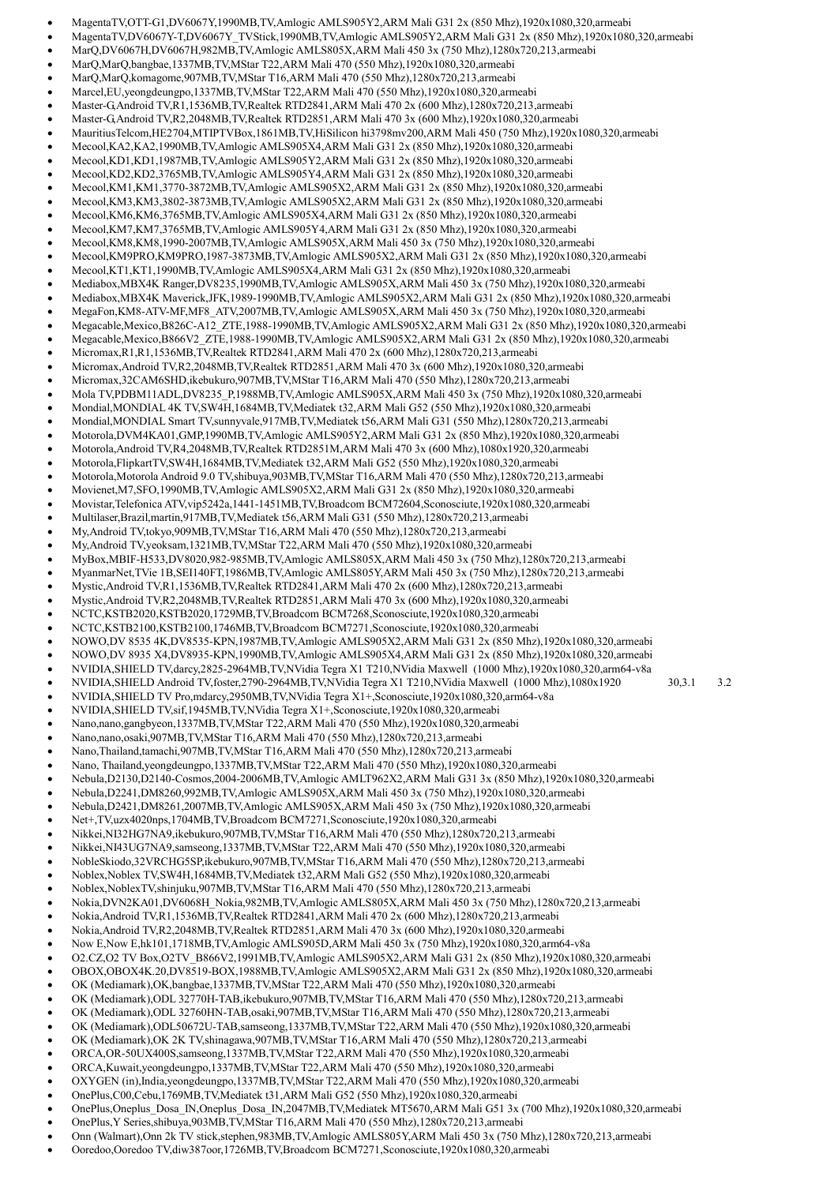- MagentaTV,OTT-G1,DV6067Y,1990MB,TV,Amlogic AMLS905Y2,ARM Mali G31 2x (850 Mhz),1920x1080,320,armeabi
- MagentaTV,DV6067Y-T,DV6067Y_TVStick,1990MB,TV,Amlogic AMLS905Y2,ARM Mali G31 2x (850 Mhz),1920x1080,320,armeabi
- MarQ,DV6067H,DV6067H,982MB,TV,Amlogic AMLS805X,ARM Mali 450 3x (750 Mhz),1280x720,213,armeabi
- MarQ,MarQ,bangbae,1337MB,TV,MStar T22,ARM Mali 470 (550 Mhz),1920x1080,320,armeabi
- MarQ,MarQ,komagome,907MB,TV,MStar T16,ARM Mali 470 (550 Mhz),1280x720,213,armeabi
- Marcel,EU,yeongdeungpo,1337MB,TV,MStar T22,ARM Mali 470 (550 Mhz),1920x1080,320,armeabi
- Master-G,Android TV,R1,1536MB,TV,Realtek RTD2841,ARM Mali 470 2x (600 Mhz),1280x720,213,armeabi
- Master-G,Android TV,R2,2048MB,TV,Realtek RTD2851,ARM Mali 470 3x (600 Mhz),1920x1080,320,armeabi
- MauritiusTelcom,HE2704,MTIPTVBox,1861MB,TV,HiSilicon hi3798mv200,ARM Mali 450 (750 Mhz),1920x1080,320,armeabi
- Mecool,KA2,KA2,1990MB,TV,Amlogic AMLS905X4,ARM Mali G31 2x (850 Mhz),1920x1080,320,armeabi
- Mecool,KD1,KD1,1987MB,TV,Amlogic AMLS905Y2,ARM Mali G31 2x (850 Mhz),1920x1080,320,armeabi
- Mecool,KD2,KD2,3765MB,TV,Amlogic AMLS905Y4,ARM Mali G31 2x (850 Mhz),1920x1080,320,armeabi
- Mecool,KM1,KM1,3770-3872MB,TV,Amlogic AMLS905X2,ARM Mali G31 2x (850 Mhz),1920x1080,320,armeabi
- Mecool,KM3,KM3,3802-3873MB,TV,Amlogic AMLS905X2,ARM Mali G31 2x (850 Mhz),1920x1080,320,armeabi
- Mecool,KM6,KM6,3765MB,TV,Amlogic AMLS905X4,ARM Mali G31 2x (850 Mhz),1920x1080,320,armeabi
- Mecool,KM7,KM7,3765MB,TV,Amlogic AMLS905Y4,ARM Mali G31 2x (850 Mhz),1920x1080,320,armeabi
- Mecool,KM8,KM8,1990-2007MB,TV,Amlogic AMLS905X,ARM Mali 450 3x (750 Mhz),1920x1080,320,armeabi
- Mecool,KM9PRO,KM9PRO,1987-3873MB,TV,Amlogic AMLS905X2,ARM Mali G31 2x (850 Mhz),1920x1080,320,armeabi
- Mecool,KT1,KT1,1990MB,TV,Amlogic AMLS905X4,ARM Mali G31 2x (850 Mhz),1920x1080,320,armeabi
- Mediabox,MBX4K Ranger,DV8235,1990MB,TV,Amlogic AMLS905X,ARM Mali 450 3x (750 Mhz),1920x1080,320,armeabi
- Mediabox,MBX4K Maverick,JFK,1989-1990MB,TV,Amlogic AMLS905X2,ARM Mali G31 2x (850 Mhz),1920x1080,320,armeabi
- MegaFon,KM8-ATV-MF,MF8_ATV,2007MB,TV,Amlogic AMLS905X,ARM Mali 450 3x (750 Mhz),1920x1080,320,armeabi
- Megacable,Mexico,B826C-A12_ZTE,1988-1990MB,TV,Amlogic AMLS905X2,ARM Mali G31 2x (850 Mhz),1920x1080,320,armeabi
- Megacable,Mexico,B866V2_ZTE,1988-1990MB,TV,Amlogic AMLS905X2,ARM Mali G31 2x (850 Mhz),1920x1080,320,armeabi
- Micromax,R1,R1,1536MB,TV,Realtek RTD2841,ARM Mali 470 2x (600 Mhz),1280x720,213,armeabi
- Micromax,Android TV,R2,2048MB,TV,Realtek RTD2851,ARM Mali 470 3x (600 Mhz),1920x1080,320,armeabi
- Micromax,32CAM6SHD,ikebukuro,907MB,TV,MStar T16,ARM Mali 470 (550 Mhz),1280x720,213,armeabi
- Mola TV,PDBM11ADL,DV8235_P,1988MB,TV,Amlogic AMLS905X,ARM Mali 450 3x (750 Mhz),1920x1080,320,armeabi
- Mondial,MONDIAL 4K TV,SW4H,1684MB,TV,Mediatek t32,ARM Mali G52 (550 Mhz),1920x1080,320,armeabi
- Mondial,MONDIAL Smart TV,sunnyvale,917MB,TV,Mediatek t56,ARM Mali G31 (550 Mhz),1280x720,213,armeabi
- Motorola,DVM4KA01,GMP,1990MB,TV,Amlogic AMLS905Y2,ARM Mali G31 2x (850 Mhz),1920x1080,320,armeabi
- Motorola,Android TV,R4,2048MB,TV,Realtek RTD2851M,ARM Mali 470 3x (600 Mhz),1080x1920,320,armeabi
- Motorola,FlipkartTV,SW4H,1684MB,TV,Mediatek t32,ARM Mali G52 (550 Mhz),1920x1080,320,armeabi
- Motorola,Motorola Android 9.0 TV,shibuya,903MB,TV,MStar T16,ARM Mali 470 (550 Mhz),1280x720,213,armeabi
- Movienet,M7,SFO,1990MB,TV,Amlogic AMLS905X2,ARM Mali G31 2x (850 Mhz),1920x1080,320,armeabi
- Movistar,Telefonica ATV,vip5242a,1441-1451MB,TV,Broadcom BCM72604,Sconosciute,1920x1080,320,armeabi
- Multilaser,Brazil,martin,917MB,TV,Mediatek t56,ARM Mali G31 (550 Mhz),1280x720,213,armeabi
- My,Android TV,tokyo,909MB,TV,MStar T16,ARM Mali 470 (550 Mhz),1280x720,213,armeabi
- My,Android TV,yeoksam,1321MB,TV,MStar T22,ARM Mali 470 (550 Mhz),1920x1080,320,armeabi
- MyBox,MBIF-H533,DV8020,982-985MB,TV,Amlogic AMLS805X,ARM Mali 450 3x (750 Mhz),1280x720,213,armeabi
- MyanmarNet,TVie 1B,SEI140FT,1986MB,TV,Amlogic AMLS805Y,ARM Mali 450 3x (750 Mhz),1280x720,213,armeabi
- Mystic,Android TV,R1,1536MB,TV,Realtek RTD2841,ARM Mali 470 2x (600 Mhz),1280x720,213,armeabi
- Mystic,Android TV,R2,2048MB,TV,Realtek RTD2851,ARM Mali 470 3x (600 Mhz),1920x1080,320,armeabi
- NCTC,KSTB2020,KSTB2020,1729MB,TV,Broadcom BCM7268,Sconosciute,1920x1080,320,armeabi
- NCTC,KSTB2100,KSTB2100,1746MB,TV,Broadcom BCM7271,Sconosciute,1920x1080,320,armeabi
- NOWO,DV 8535 4K,DV8535-KPN,1987MB,TV,Amlogic AMLS905X2,ARM Mali G31 2x (850 Mhz),1920x1080,320,armeabi
- NOWO,DV 8935 X4,DV8935-KPN,1990MB,TV,Amlogic AMLS905X4,ARM Mali G31 2x (850 Mhz),1920x1080,320,armeabi
- NVIDIA,SHIELD TV,darcy,2825-2964MB,TV,NVidia Tegra X1 T210,NVidia Maxwell (1000 Mhz),1920x1080,320,arm64-v8a
- NVIDIA,SHIELD Android TV,foster,2790-2964MB,TV,NVidia Tegra X1 T210,NVidia Maxwell (1000 Mhz),1080x1920 30,3.1 3.2
- NVIDIA,SHIELD TV Pro,mdarcy,2950MB,TV,NVidia Tegra X1+,Sconosciute,1920x1080,320,arm64-v8a
- NVIDIA,SHIELD TV,sif,1945MB,TV,NVidia Tegra X1+,Sconosciute,1920x1080,320,armeabi
- Nano,nano,gangbyeon,1337MB,TV,MStar T22,ARM Mali 470 (550 Mhz),1920x1080,320,armeabi
- Nano,nano,osaki,907MB,TV,MStar T16,ARM Mali 470 (550 Mhz),1280x720,213,armeabi
- Nano,Thailand,tamachi,907MB,TV,MStar T16,ARM Mali 470 (550 Mhz),1280x720,213,armeabi
- Nano, Thailand,yeongdeungpo,1337MB,TV,MStar T22,ARM Mali 470 (550 Mhz),1920x1080,320,armeabi
- Nebula,D2130,D2140-Cosmos,2004-2006MB,TV,Amlogic AMLT962X2,ARM Mali G31 3x (850 Mhz),1920x1080,320,armeabi
- Nebula,D2241,DM8260,992MB,TV,Amlogic AMLS905X,ARM Mali 450 3x (750 Mhz),1920x1080,320,armeabi
- Nebula,D2421,DM8261,2007MB,TV,Amlogic AMLS905X,ARM Mali 450 3x (750 Mhz),1920x1080,320,armeabi
- Net+,TV,uzx4020nps,1704MB,TV,Broadcom BCM7271,Sconosciute,1920x1080,320,armeabi
- Nikkei,NI32HG7NA9,ikebukuro,907MB,TV,MStar T16,ARM Mali 470 (550 Mhz),1280x720,213,armeabi
- Nikkei,NI43UG7NA9,samseong,1337MB,TV,MStar T22,ARM Mali 470 (550 Mhz),1920x1080,320,armeabi
- NobleSkiodo,32VRCHG5SP,ikebukuro,907MB,TV,MStar T16,ARM Mali 470 (550 Mhz),1280x720,213,armeabi
- Noblex,Noblex TV,SW4H,1684MB,TV,Mediatek t32,ARM Mali G52 (550 Mhz),1920x1080,320,armeabi
- Noblex,NoblexTV,shinjuku,907MB,TV,MStar T16,ARM Mali 470 (550 Mhz),1280x720,213,armeabi
- Nokia,DVN2KA01,DV6068H_Nokia,982MB,TV,Amlogic AMLS805X,ARM Mali 450 3x (750 Mhz),1280x720,213,armeabi
- Nokia,Android TV,R1,1536MB,TV,Realtek RTD2841,ARM Mali 470 2x (600 Mhz),1280x720,213,armeabi
- Nokia,Android TV,R2,2048MB,TV,Realtek RTD2851,ARM Mali 470 3x (600 Mhz),1920x1080,320,armeabi
- Now E,Now E,hk101,1718MB,TV,Amlogic AMLS905D,ARM Mali 450 3x (750 Mhz),1920x1080,320,arm64-v8a
- O2.CZ,O2 TV Box,O2TV_B866V2,1991MB,TV,Amlogic AMLS905X2,ARM Mali G31 2x (850 Mhz),1920x1080,320,armeabi
- OBOX,OBOX4K.20,DV8519-BOX,1988MB,TV,Amlogic AMLS905X2,ARM Mali G31 2x (850 Mhz),1920x1080,320,armeabi
- OK (Mediamark),OK,bangbae,1337MB,TV,MStar T22,ARM Mali 470 (550 Mhz),1920x1080,320,armeabi
- OK (Mediamark),ODL 32770H-TAB,ikebukuro,907MB,TV,MStar T16,ARM Mali 470 (550 Mhz),1280x720,213,armeabi
- OK (Mediamark),ODL 32760HN-TAB,osaki,907MB,TV,MStar T16,ARM Mali 470 (550 Mhz),1280x720,213,armeabi
- OK (Mediamark),ODL50672U-TAB,samseong,1337MB,TV,MStar T22,ARM Mali 470 (550 Mhz),1920x1080,320,armeabi
- OK (Mediamark),OK 2K TV,shinagawa,907MB,TV,MStar T16,ARM Mali 470 (550 Mhz),1280x720,213,armeabi
- ORCA,OR-50UX400S,samseong,1337MB,TV,MStar T22,ARM Mali 470 (550 Mhz),1920x1080,320,armeabi
- ORCA,Kuwait,yeongdeungpo,1337MB,TV,MStar T22,ARM Mali 470 (550 Mhz),1920x1080,320,armeabi
- OXYGEN (in),India,yeongdeungpo,1337MB,TV,MStar T22,ARM Mali 470 (550 Mhz),1920x1080,320,armeabi
- OnePlus,C00,Cebu,1769MB,TV,Mediatek t31,ARM Mali G52 (550 Mhz),1920x1080,320,armeabi
- OnePlus,Oneplus_Dosa_IN,Oneplus_Dosa_IN,2047MB,TV,Mediatek MT5670,ARM Mali G51 3x (700 Mhz),1920x1080,320,armeabi
- OnePlus,Y Series,shibuya,903MB,TV,MStar T16,ARM Mali 470 (550 Mhz),1280x720,213,armeabi
- Onn (Walmart),Onn 2k TV stick,stephen,983MB,TV,Amlogic AMLS805Y,ARM Mali 450 3x (750 Mhz),1280x720,213,armeabi
- Ooredoo,Ooredoo TV,diw387oor,1726MB,TV,Broadcom BCM7271,Sconosciute,1920x1080,320,armeabi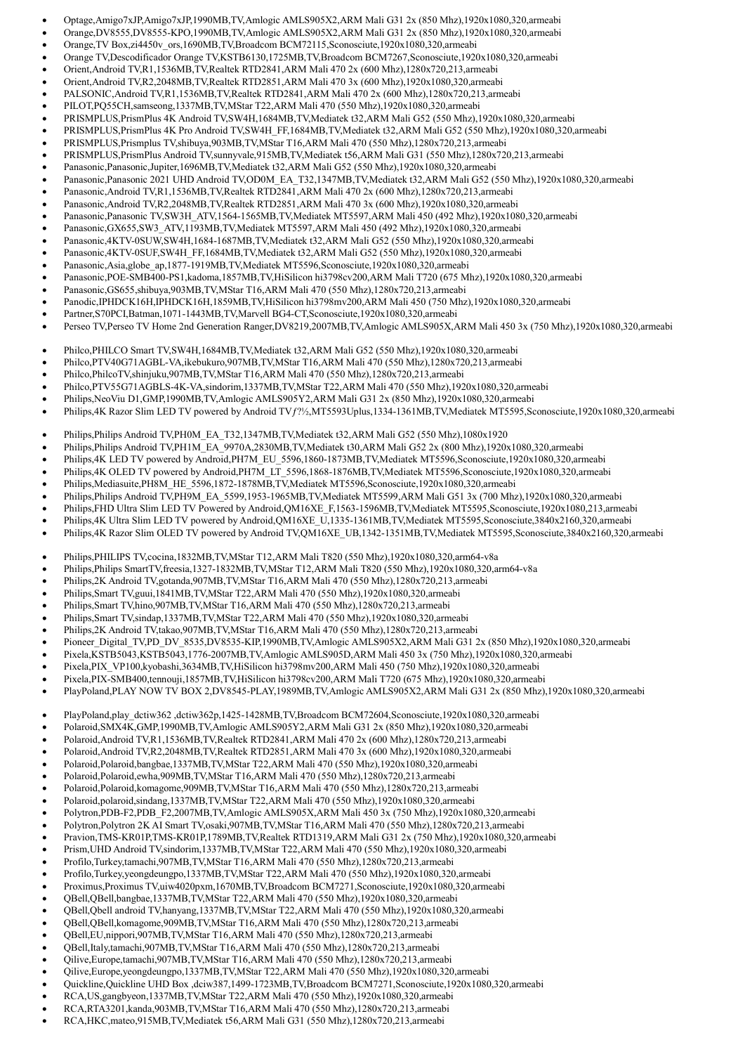- Optage,Amigo7xJP,Amigo7xJP,1990MB,TV,Amlogic AMLS905X2,ARM Mali G31 2x (850 Mhz),1920x1080,320,armeabi
- Orange,DV8555,DV8555-KPO,1990MB,TV,Amlogic AMLS905X2,ARM Mali G31 2x (850 Mhz),1920x1080,320,armeabi
- Orange,TV Box,zi4450v_ors,1690MB,TV,Broadcom BCM72115,Sconosciute,1920x1080,320,armeabi
- Orange TV,Descodificador Orange TV,KSTB6130,1725MB,TV,Broadcom BCM7267,Sconosciute,1920x1080,320,armeabi
- Orient,Android TV,R1,1536MB,TV,Realtek RTD2841,ARM Mali 470 2x (600 Mhz),1280x720,213,armeabi
- Orient,Android TV,R2,2048MB,TV,Realtek RTD2851,ARM Mali 470 3x (600 Mhz),1920x1080,320,armeabi
- PALSONIC,Android TV,R1,1536MB,TV,Realtek RTD2841,ARM Mali 470 2x (600 Mhz),1280x720,213,armeabi
- PILOT,PQ55CH,samseong,1337MB,TV,MStar T22,ARM Mali 470 (550 Mhz),1920x1080,320,armeabi
- PRISMPLUS,PrismPlus 4K Android TV,SW4H,1684MB,TV,Mediatek t32,ARM Mali G52 (550 Mhz),1920x1080,320,armeabi
- PRISMPLUS,PrismPlus 4K Pro Android TV,SW4H_FF,1684MB,TV,Mediatek t32,ARM Mali G52 (550 Mhz),1920x1080,320,armeabi
- PRISMPLUS,Prismplus TV,shibuya,903MB,TV,MStar T16,ARM Mali 470 (550 Mhz),1280x720,213,armeabi
- PRISMPLUS,PrismPlus Android TV,sunnyvale,915MB,TV,Mediatek t56,ARM Mali G31 (550 Mhz),1280x720,213,armeabi
- Panasonic,Panasonic,Jupiter,1696MB,TV,Mediatek t32,ARM Mali G52 (550 Mhz),1920x1080,320,armeabi
- Panasonic,Panasonic 2021 UHD Android TV,OD0M_EA_T32,1347MB,TV,Mediatek t32,ARM Mali G52 (550 Mhz),1920x1080,320,armeabi
- Panasonic,Android TV,R1,1536MB,TV,Realtek RTD2841,ARM Mali 470 2x (600 Mhz),1280x720,213,armeabi
- Panasonic,Android TV,R2,2048MB,TV,Realtek RTD2851,ARM Mali 470 3x (600 Mhz),1920x1080,320,armeabi
- Panasonic,Panasonic TV,SW3H_ATV,1564-1565MB,TV,Mediatek MT5597,ARM Mali 450 (492 Mhz),1920x1080,320,armeabi
- Panasonic,GX655,SW3_ATV,1193MB,TV,Mediatek MT5597,ARM Mali 450 (492 Mhz),1920x1080,320,armeabi
- Panasonic,4KTV-0SUW,SW4H,1684-1687MB,TV,Mediatek t32,ARM Mali G52 (550 Mhz),1920x1080,320,armeabi
- Panasonic,4KTV-0SUF,SW4H_FF,1684MB,TV,Mediatek t32,ARM Mali G52 (550 Mhz),1920x1080,320,armeabi
- Panasonic,Asia,globe_ap,1877-1919MB,TV,Mediatek MT5596,Sconosciute,1920x1080,320,armeabi
- Panasonic,POE-SMB400-PS1,kadoma,1857MB,TV,HiSilicon hi3798cv200,ARM Mali T720 (675 Mhz),1920x1080,320,armeabi
- Panasonic,GS655,shibuya,903MB,TV,MStar T16,ARM Mali 470 (550 Mhz),1280x720,213,armeabi
- Panodic,IPHDCK16H,IPHDCK16H,1859MB,TV,HiSilicon hi3798mv200,ARM Mali 450 (750 Mhz),1920x1080,320,armeabi
- Partner,S70PCI,Batman,1071-1443MB,TV,Marvell BG4-CT,Sconosciute,1920x1080,320,armeabi
- Perseo TV,Perseo TV Home 2nd Generation Ranger,DV8219,2007MB,TV,Amlogic AMLS905X,ARM Mali 450 3x (750 Mhz),1920x1080,320,armeabi
- Philco,PHILCO Smart TV,SW4H,1684MB,TV,Mediatek t32,ARM Mali G52 (550 Mhz),1920x1080,320,armeabi
- Philco,PTV40G71AGBL-VA,ikebukuro,907MB,TV,MStar T16,ARM Mali 470 (550 Mhz),1280x720,213,armeabi
- Philco,PhilcoTV,shinjuku,907MB,TV,MStar T16,ARM Mali 470 (550 Mhz),1280x720,213,armeabi
- Philco,PTV55G71AGBLS-4K-VA,sindorim,1337MB,TV,MStar T22,ARM Mali 470 (550 Mhz),1920x1080,320,armeabi
- Philips,NeoViu D1,GMP,1990MB,TV,Amlogic AMLS905Y2,ARM Mali G31 2x (850 Mhz),1920x1080,320,armeabi
- Philips,4K Razor Slim LED TV powered by Android TV ƒ?½,MT5593Uplus,1334-1361MB,TV,Mediatek MT5595,Sconosciute,1920x1080,320,armeabi
- Philips,Philips Android TV,PH0M_EA_T32,1347MB,TV,Mediatek t32,ARM Mali G52 (550 Mhz),1080x1920
- Philips,Philips Android TV,PH1M_EA_9970A,2830MB,TV,Mediatek t30,ARM Mali G52 2x (800 Mhz),1920x1080,320,armeabi
- Philips,4K LED TV powered by Android,PH7M_EU_5596,1860-1873MB,TV,Mediatek MT5596,Sconosciute,1920x1080,320,armeabi
- Philips,4K OLED TV powered by Android,PH7M_LT_5596,1868-1876MB,TV,Mediatek MT5596,Sconosciute,1920x1080,320,armeabi
- Philips,Mediasuite,PH8M_HE_5596,1872-1878MB,TV,Mediatek MT5596,Sconosciute,1920x1080,320,armeabi
- Philips,Philips Android TV,PH9M_EA_5599,1953-1965MB,TV,Mediatek MT5599,ARM Mali G51 3x (700 Mhz),1920x1080,320,armeabi
- Philips,FHD Ultra Slim LED TV Powered by Android,QM16XE_F,1563-1596MB,TV,Mediatek MT5595,Sconosciute,1920x1080,213,armeabi
- Philips,4K Ultra Slim LED TV powered by Android,QM16XE_U,1335-1361MB,TV,Mediatek MT5595,Sconosciute,3840x2160,320,armeabi
- Philips,4K Razor Slim OLED TV powered by Android TV,QM16XE_UB,1342-1351MB,TV,Mediatek MT5595,Sconosciute,3840x2160,320,armeabi
- Philips,PHILIPS TV,cocina,1832MB,TV,MStar T12,ARM Mali T820 (550 Mhz),1920x1080,320,arm64-v8a
- Philips,Philips SmartTV,freesia,1327-1832MB,TV,MStar T12,ARM Mali T820 (550 Mhz),1920x1080,320,arm64-v8a
- Philips,2K Android TV,gotanda,907MB,TV,MStar T16,ARM Mali 470 (550 Mhz),1280x720,213,armeabi
- Philips,Smart TV,guui,1841MB,TV,MStar T22,ARM Mali 470 (550 Mhz),1920x1080,320,armeabi
- Philips,Smart TV,hino,907MB,TV,MStar T16,ARM Mali 470 (550 Mhz),1280x720,213,armeabi
- Philips,Smart TV,sindap,1337MB,TV,MStar T22,ARM Mali 470 (550 Mhz),1920x1080,320,armeabi
- Philips,2K Android TV,takao,907MB,TV,MStar T16,ARM Mali 470 (550 Mhz),1280x720,213,armeabi
- Pioneer_Digital_TV,PD_DV_8535,DV8535-KIP,1990MB,TV,Amlogic AMLS905X2,ARM Mali G31 2x (850 Mhz),1920x1080,320,armeabi
- Pixela,KSTB5043,KSTB5043,1776-2007MB,TV,Amlogic AMLS905D,ARM Mali 450 3x (750 Mhz),1920x1080,320,armeabi
- Pixela,PIX_VP100,kyobashi,3634MB,TV,HiSilicon hi3798mv200,ARM Mali 450 (750 Mhz),1920x1080,320,armeabi
- Pixela,PIX-SMB400,tennouji,1857MB,TV,HiSilicon hi3798cv200,ARM Mali T720 (675 Mhz),1920x1080,320,armeabi
- PlayPoland,PLAY NOW TV BOX 2,DV8545-PLAY,1989MB,TV,Amlogic AMLS905X2,ARM Mali G31 2x (850 Mhz),1920x1080,320,armeabi
- PlayPoland,play_dctiw362 ,dctiw362p,1425-1428MB,TV,Broadcom BCM72604,Sconosciute,1920x1080,320,armeabi
- Polaroid,SMX4K,GMP,1990MB,TV,Amlogic AMLS905Y2,ARM Mali G31 2x (850 Mhz),1920x1080,320,armeabi
- Polaroid,Android TV,R1,1536MB,TV,Realtek RTD2841,ARM Mali 470 2x (600 Mhz),1280x720,213,armeabi
- Polaroid,Android TV,R2,2048MB,TV,Realtek RTD2851,ARM Mali 470 3x (600 Mhz),1920x1080,320,armeabi
- Polaroid,Polaroid,bangbae,1337MB,TV,MStar T22,ARM Mali 470 (550 Mhz),1920x1080,320,armeabi
- Polaroid,Polaroid,ewha,909MB,TV,MStar T16,ARM Mali 470 (550 Mhz),1280x720,213,armeabi
- Polaroid,Polaroid,komagome,909MB,TV,MStar T16,ARM Mali 470 (550 Mhz),1280x720,213,armeabi
- Polaroid,polaroid,sindang,1337MB,TV,MStar T22,ARM Mali 470 (550 Mhz),1920x1080,320,armeabi
- Polytron,PDB-F2,PDB_F2,2007MB,TV,Amlogic AMLS905X,ARM Mali 450 3x (750 Mhz),1920x1080,320,armeabi
- Polytron,Polytron 2K AI Smart TV,osaki,907MB,TV,MStar T16,ARM Mali 470 (550 Mhz),1280x720,213,armeabi
- Pravion,TMS-KR01P,TMS-KR01P,1789MB,TV,Realtek RTD1319,ARM Mali G31 2x (750 Mhz),1920x1080,320,armeabi
- Prism,UHD Android TV,sindorim,1337MB,TV,MStar T22,ARM Mali 470 (550 Mhz),1920x1080,320,armeabi
- Profilo,Turkey,tamachi,907MB,TV,MStar T16,ARM Mali 470 (550 Mhz),1280x720,213,armeabi
- Profilo,Turkey,yeongdeungpo,1337MB,TV,MStar T22,ARM Mali 470 (550 Mhz),1920x1080,320,armeabi
- Proximus,Proximus TV,uiw4020pxm,1670MB,TV,Broadcom BCM7271,Sconosciute,1920x1080,320,armeabi
- QBell,QBell,bangbae,1337MB,TV,MStar T22,ARM Mali 470 (550 Mhz),1920x1080,320,armeabi
- QBell,Qbell android TV,hanyang,1337MB,TV,MStar T22,ARM Mali 470 (550 Mhz),1920x1080,320,armeabi
- QBell,QBell,komagome,909MB,TV,MStar T16,ARM Mali 470 (550 Mhz),1280x720,213,armeabi
- QBell,EU,nippori,907MB,TV,MStar T16,ARM Mali 470 (550 Mhz),1280x720,213,armeabi
- QBell,Italy,tamachi,907MB,TV,MStar T16,ARM Mali 470 (550 Mhz),1280x720,213,armeabi
- Qilive,Europe,tamachi,907MB,TV,MStar T16,ARM Mali 470 (550 Mhz),1280x720,213,armeabi
- Qilive,Europe,yeongdeungpo,1337MB,TV,MStar T22,ARM Mali 470 (550 Mhz),1920x1080,320,armeabi
- Quickline,Quickline UHD Box ,dciw387,1499-1723MB,TV,Broadcom BCM7271,Sconosciute,1920x1080,320,armeabi
- RCA,US,gangbyeon,1337MB,TV,MStar T22,ARM Mali 470 (550 Mhz),1920x1080,320,armeabi
- RCA,RTA3201,kanda,903MB,TV,MStar T16,ARM Mali 470 (550 Mhz),1280x720,213,armeabi
- RCA,HKC,mateo,915MB,TV,Mediatek t56,ARM Mali G31 (550 Mhz),1280x720,213,armeabi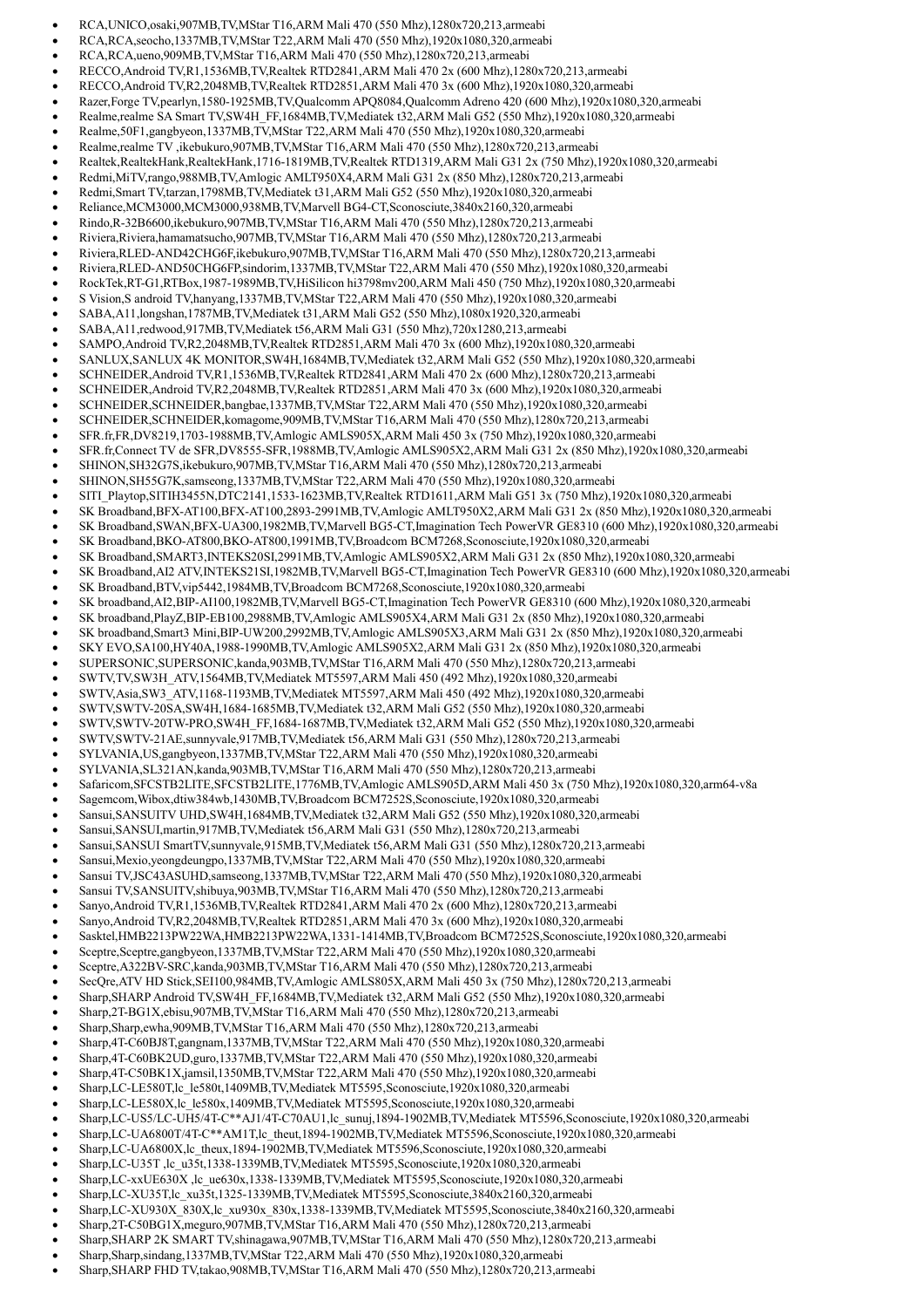- RCA,UNICO,osaki,907MB,TV,MStar T16,ARM Mali 470 (550 Mhz),1280x720,213,armeabi
- RCA,RCA,seocho,1337MB,TV,MStar T22,ARM Mali 470 (550 Mhz),1920x1080,320,armeabi
- RCA,RCA,ueno,909MB,TV,MStar T16,ARM Mali 470 (550 Mhz),1280x720,213,armeabi
- RECCO,Android TV,R1,1536MB,TV,Realtek RTD2841,ARM Mali 470 2x (600 Mhz),1280x720,213,armeabi
- RECCO,Android TV,R2,2048MB,TV,Realtek RTD2851,ARM Mali 470 3x (600 Mhz),1920x1080,320,armeabi
- Razer,Forge TV,pearlyn,1580-1925MB,TV,Qualcomm APQ8084,Qualcomm Adreno 420 (600 Mhz),1920x1080,320,armeabi
- Realme,realme SA Smart TV,SW4H_FF,1684MB,TV,Mediatek t32,ARM Mali G52 (550 Mhz),1920x1080,320,armeabi
- Realme,50F1,gangbyeon,1337MB,TV,MStar T22,ARM Mali 470 (550 Mhz),1920x1080,320,armeabi
- Realme,realme TV ,ikebukuro,907MB,TV,MStar T16,ARM Mali 470 (550 Mhz),1280x720,213,armeabi
- Realtek,RealtekHank,RealtekHank,1716-1819MB,TV,Realtek RTD1319,ARM Mali G31 2x (750 Mhz),1920x1080,320,armeabi
- Redmi,MiTV,rango,988MB,TV,Amlogic AMLT950X4,ARM Mali G31 2x (850 Mhz),1280x720,213,armeabi
- Redmi,Smart TV,tarzan,1798MB,TV,Mediatek t31,ARM Mali G52 (550 Mhz),1920x1080,320,armeabi
- Reliance,MCM3000,MCM3000,938MB,TV,Marvell BG4-CT,Sconosciute,3840x2160,320,armeabi
- Rindo,R-32B6600,ikebukuro,907MB,TV,MStar T16,ARM Mali 470 (550 Mhz),1280x720,213,armeabi
- Riviera,Riviera,hamamatsucho,907MB,TV,MStar T16,ARM Mali 470 (550 Mhz),1280x720,213,armeabi
- Riviera,RLED-AND42CHG6F,ikebukuro,907MB,TV,MStar T16,ARM Mali 470 (550 Mhz),1280x720,213,armeabi
- Riviera,RLED-AND50CHG6FP,sindorim,1337MB,TV,MStar T22,ARM Mali 470 (550 Mhz),1920x1080,320,armeabi
- RockTek,RT-G1,RTBox,1987-1989MB,TV,HiSilicon hi3798mv200,ARM Mali 450 (750 Mhz),1920x1080,320,armeabi
- S Vision,S android TV,hanyang,1337MB,TV,MStar T22,ARM Mali 470 (550 Mhz),1920x1080,320,armeabi
- SABA,A11,longshan,1787MB,TV,Mediatek t31,ARM Mali G52 (550 Mhz),1080x1920,320,armeabi
- SABA,A11,redwood,917MB,TV,Mediatek t56,ARM Mali G31 (550 Mhz),720x1280,213,armeabi
- SAMPO,Android TV,R2,2048MB,TV,Realtek RTD2851,ARM Mali 470 3x (600 Mhz),1920x1080,320,armeabi
- SANLUX,SANLUX 4K MONITOR,SW4H,1684MB,TV,Mediatek t32,ARM Mali G52 (550 Mhz),1920x1080,320,armeabi
- SCHNEIDER,Android TV,R1,1536MB,TV,Realtek RTD2841,ARM Mali 470 2x (600 Mhz),1280x720,213,armeabi
- SCHNEIDER,Android TV,R2,2048MB,TV,Realtek RTD2851,ARM Mali 470 3x (600 Mhz),1920x1080,320,armeabi
- SCHNEIDER,SCHNEIDER,bangbae,1337MB,TV,MStar T22,ARM Mali 470 (550 Mhz),1920x1080,320,armeabi
- SCHNEIDER,SCHNEIDER,komagome,909MB,TV,MStar T16,ARM Mali 470 (550 Mhz),1280x720,213,armeabi
- SFR.fr,FR,DV8219,1703-1988MB,TV,Amlogic AMLS905X,ARM Mali 450 3x (750 Mhz),1920x1080,320,armeabi
- SFR.fr,Connect TV de SFR,DV8555-SFR,1988MB,TV,Amlogic AMLS905X2,ARM Mali G31 2x (850 Mhz),1920x1080,320,armeabi
- SHINON,SH32G7S,ikebukuro,907MB,TV,MStar T16,ARM Mali 470 (550 Mhz),1280x720,213,armeabi
- SHINON,SH55G7K,samseong,1337MB,TV,MStar T22,ARM Mali 470 (550 Mhz),1920x1080,320,armeabi
- SITI_Playtop,SITIH3455N,DTC2141,1533-1623MB,TV,Realtek RTD1611,ARM Mali G51 3x (750 Mhz),1920x1080,320,armeabi
- SK Broadband,BFX-AT100,BFX-AT100,2893-2991MB,TV,Amlogic AMLT950X2,ARM Mali G31 2x (850 Mhz),1920x1080,320,armeabi
- SK Broadband,SWAN,BFX-UA300,1982MB,TV,Marvell BG5-CT,Imagination Tech PowerVR GE8310 (600 Mhz),1920x1080,320,armeabi
- SK Broadband,BKO-AT800,BKO-AT800,1991MB,TV,Broadcom BCM7268,Sconosciute,1920x1080,320,armeabi
- SK Broadband,SMART3,INTEKS20SI,2991MB,TV,Amlogic AMLS905X2,ARM Mali G31 2x (850 Mhz),1920x1080,320,armeabi
- SK Broadband,AI2 ATV,INTEKS21SI,1982MB,TV,Marvell BG5-CT,Imagination Tech PowerVR GE8310 (600 Mhz),1920x1080,320,armeabi
- SK Broadband,BTV,vip5442,1984MB,TV,Broadcom BCM7268,Sconosciute,1920x1080,320,armeabi
- SK broadband,AI2,BIP-AI100,1982MB,TV,Marvell BG5-CT,Imagination Tech PowerVR GE8310 (600 Mhz),1920x1080,320,armeabi
- SK broadband,PlayZ,BIP-EB100,2988MB,TV,Amlogic AMLS905X4,ARM Mali G31 2x (850 Mhz),1920x1080,320,armeabi
- SK broadband,Smart3 Mini,BIP-UW200,2992MB,TV,Amlogic AMLS905X3,ARM Mali G31 2x (850 Mhz),1920x1080,320,armeabi
- SKY EVO,SA100,HY40A,1988-1990MB,TV,Amlogic AMLS905X2,ARM Mali G31 2x (850 Mhz),1920x1080,320,armeabi
- SUPERSONIC,SUPERSONIC,kanda,903MB,TV,MStar T16,ARM Mali 470 (550 Mhz),1280x720,213,armeabi
- SWTV,TV,SW3H_ATV,1564MB,TV,Mediatek MT5597,ARM Mali 450 (492 Mhz),1920x1080,320,armeabi
- SWTV,Asia,SW3_ATV,1168-1193MB,TV,Mediatek MT5597,ARM Mali 450 (492 Mhz),1920x1080,320,armeabi
- SWTV,SWTV-20SA,SW4H,1684-1685MB,TV,Mediatek t32,ARM Mali G52 (550 Mhz),1920x1080,320,armeabi
- SWTV,SWTV-20TW-PRO,SW4H_FF,1684-1687MB,TV,Mediatek t32,ARM Mali G52 (550 Mhz),1920x1080,320,armeabi
- SWTV,SWTV-21AE,sunnyvale,917MB,TV,Mediatek t56,ARM Mali G31 (550 Mhz),1280x720,213,armeabi
- SYLVANIA,US,gangbyeon,1337MB,TV,MStar T22,ARM Mali 470 (550 Mhz),1920x1080,320,armeabi
- SYLVANIA,SL321AN,kanda,903MB,TV,MStar T16,ARM Mali 470 (550 Mhz),1280x720,213,armeabi
- Safaricom,SFCSTB2LITE,SFCSTB2LITE,1776MB,TV,Amlogic AMLS905D,ARM Mali 450 3x (750 Mhz),1920x1080,320,arm64-v8a
- Sagemcom,Wibox,dtiw384wb,1430MB,TV,Broadcom BCM7252S,Sconosciute,1920x1080,320,armeabi
- Sansui,SANSUITV UHD,SW4H,1684MB,TV,Mediatek t32,ARM Mali G52 (550 Mhz),1920x1080,320,armeabi
- Sansui,SANSUI,martin,917MB,TV,Mediatek t56,ARM Mali G31 (550 Mhz),1280x720,213,armeabi
- Sansui,SANSUI SmartTV,sunnyvale,915MB,TV,Mediatek t56,ARM Mali G31 (550 Mhz),1280x720,213,armeabi
- Sansui,Mexio,yeongdeungpo,1337MB,TV,MStar T22,ARM Mali 470 (550 Mhz),1920x1080,320,armeabi
- Sansui TV,JSC43ASUHD,samseong,1337MB,TV,MStar T22,ARM Mali 470 (550 Mhz),1920x1080,320,armeabi
- Sansui TV,SANSUITV,shibuya,903MB,TV,MStar T16,ARM Mali 470 (550 Mhz),1280x720,213,armeabi
- Sanyo,Android TV,R1,1536MB,TV,Realtek RTD2841,ARM Mali 470 2x (600 Mhz),1280x720,213,armeabi
- Sanyo,Android TV,R2,2048MB,TV,Realtek RTD2851,ARM Mali 470 3x (600 Mhz),1920x1080,320,armeabi
- Sasktel,HMB2213PW22WA,HMB2213PW22WA,1331-1414MB,TV,Broadcom BCM7252S,Sconosciute,1920x1080,320,armeabi
- Sceptre,Sceptre,gangbyeon,1337MB,TV,MStar T22,ARM Mali 470 (550 Mhz),1920x1080,320,armeabi
- Sceptre,A322BV-SRC,kanda,903MB,TV,MStar T16,ARM Mali 470 (550 Mhz),1280x720,213,armeabi
- SecQre,ATV HD Stick,SEI100,984MB,TV,Amlogic AMLS805X,ARM Mali 450 3x (750 Mhz),1280x720,213,armeabi
- Sharp,SHARP Android TV,SW4H_FF,1684MB,TV,Mediatek t32,ARM Mali G52 (550 Mhz),1920x1080,320,armeabi
- Sharp,2T-BG1X,ebisu,907MB,TV,MStar T16,ARM Mali 470 (550 Mhz),1280x720,213,armeabi
- Sharp,Sharp,ewha,909MB,TV,MStar T16,ARM Mali 470 (550 Mhz),1280x720,213,armeabi
- Sharp,4T-C60BJ8T,gangnam,1337MB,TV,MStar T22,ARM Mali 470 (550 Mhz),1920x1080,320,armeabi
- Sharp,4T-C60BK2UD,guro,1337MB,TV,MStar T22,ARM Mali 470 (550 Mhz),1920x1080,320,armeabi
- Sharp,4T-C50BK1X,jamsil,1350MB,TV,MStar T22,ARM Mali 470 (550 Mhz),1920x1080,320,armeabi
- Sharp,LC-LE580T,lc_le580t,1409MB,TV,Mediatek MT5595,Sconosciute,1920x1080,320,armeabi
- Sharp,LC-LE580X,lc_le580x,1409MB,TV,Mediatek MT5595,Sconosciute,1920x1080,320,armeabi
- Sharp,LC-US5/LC-UH5/4T-C**AJ1/4T-C70AU1,lc_sunuj,1894-1902MB,TV,Mediatek MT5596,Sconosciute,1920x1080,320,armeabi
- Sharp,LC-UA6800T/4T-C**AM1T,lc_theut,1894-1902MB,TV,Mediatek MT5596,Sconosciute,1920x1080,320,armeabi
- Sharp,LC-UA6800X,lc_theux,1894-1902MB,TV,Mediatek MT5596,Sconosciute,1920x1080,320,armeabi
- Sharp,LC-U35T ,lc_u35t,1338-1339MB,TV,Mediatek MT5595,Sconosciute,1920x1080,320,armeabi
- Sharp,LC-xxUE630X ,lc_ue630x,1338-1339MB,TV,Mediatek MT5595,Sconosciute,1920x1080,320,armeabi
- Sharp,LC-XU35T,lc_xu35t,1325-1339MB,TV,Mediatek MT5595,Sconosciute,3840x2160,320,armeabi
- Sharp,LC-XU930X_830X,lc_xu930x_830x,1338-1339MB,TV,Mediatek MT5595,Sconosciute,3840x2160,320,armeabi
- Sharp,2T-C50BG1X,meguro,907MB,TV,MStar T16,ARM Mali 470 (550 Mhz),1280x720,213,armeabi
- Sharp,SHARP 2K SMART TV,shinagawa,907MB,TV,MStar T16,ARM Mali 470 (550 Mhz),1280x720,213,armeabi
- Sharp,Sharp,sindang,1337MB,TV,MStar T22,ARM Mali 470 (550 Mhz),1920x1080,320,armeabi
- Sharp,SHARP FHD TV,takao,908MB,TV,MStar T16,ARM Mali 470 (550 Mhz),1280x720,213,armeabi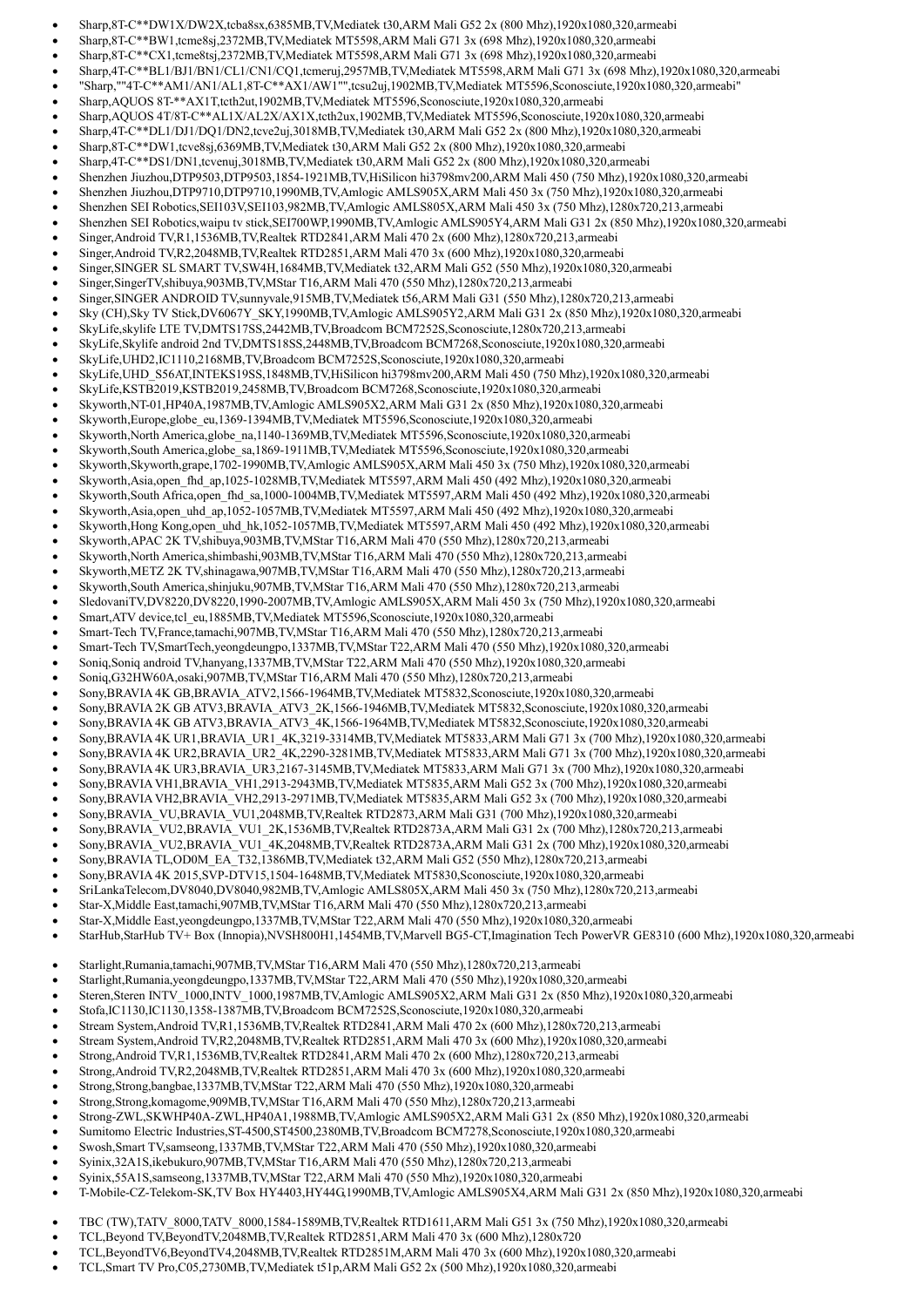- Sharp,8T-C**DW1X/DW2X,tcba8sx,6385MB,TV,Mediatek t30,ARM Mali G52 2x (800 Mhz),1920x1080,320,armeabi
- Sharp,8T-C**BW1,tcme8sj,2372MB,TV,Mediatek MT5598,ARM Mali G71 3x (698 Mhz),1920x1080,320,armeabi
- Sharp,8T-C**CX1,tcme8tsj,2372MB,TV,Mediatek MT5598,ARM Mali G71 3x (698 Mhz),1920x1080,320,armeabi
- Sharp,4T-C**BL1/BJ1/BN1/CL1/CN1/CQ1,tcmeruj,2957MB,TV,Mediatek MT5598,ARM Mali G71 3x (698 Mhz),1920x1080,320,armeabi
- "Sharp,""4T-C**AM1/AN1/AL1,8T-C**AX1/AW1"",tcsu2uj,1902MB,TV,Mediatek MT5596,Sconosciute,1920x1080,320,armeabi"
- Sharp,AQUOS 8T-**AX1T,tcth2ut,1902MB,TV,Mediatek MT5596,Sconosciute,1920x1080,320,armeabi
- Sharp,AQUOS 4T/8T-C**AL1X/AL2X/AX1X,tcth2ux,1902MB,TV,Mediatek MT5596,Sconosciute,1920x1080,320,armeabi
- Sharp,4T-C**DL1/DJ1/DQ1/DN2,tcve2uj,3018MB,TV,Mediatek t30,ARM Mali G52 2x (800 Mhz),1920x1080,320,armeabi
- Sharp,8T-C**DW1,tcve8sj,6369MB,TV,Mediatek t30,ARM Mali G52 2x (800 Mhz),1920x1080,320,armeabi
- Sharp,4T-C**DS1/DN1,tcvenuj,3018MB,TV,Mediatek t30,ARM Mali G52 2x (800 Mhz),1920x1080,320,armeabi
- Shenzhen Jiuzhou,DTP9503,DTP9503,1854-1921MB,TV,HiSilicon hi3798mv200,ARM Mali 450 (750 Mhz),1920x1080,320,armeabi
- Shenzhen Jiuzhou,DTP9710,DTP9710,1990MB,TV,Amlogic AMLS905X,ARM Mali 450 3x (750 Mhz),1920x1080,320,armeabi
- Shenzhen SEI Robotics,SEI103V,SEI103,982MB,TV,Amlogic AMLS805X,ARM Mali 450 3x (750 Mhz),1280x720,213,armeabi
- Shenzhen SEI Robotics,waipu tv stick,SEI700WP,1990MB,TV,Amlogic AMLS905Y4,ARM Mali G31 2x (850 Mhz),1920x1080,320,armeabi
- Singer,Android TV,R1,1536MB,TV,Realtek RTD2841,ARM Mali 470 2x (600 Mhz),1280x720,213,armeabi
- Singer,Android TV,R2,2048MB,TV,Realtek RTD2851,ARM Mali 470 3x (600 Mhz),1920x1080,320,armeabi
- Singer,SINGER SL SMART TV,SW4H,1684MB,TV,Mediatek t32,ARM Mali G52 (550 Mhz),1920x1080,320,armeabi
- Singer,SingerTV,shibuya,903MB,TV,MStar T16,ARM Mali 470 (550 Mhz),1280x720,213,armeabi
- Singer,SINGER ANDROID TV,sunnyvale,915MB,TV,Mediatek t56,ARM Mali G31 (550 Mhz),1280x720,213,armeabi
- Sky (CH),Sky TV Stick,DV6067Y_SKY,1990MB,TV,Amlogic AMLS905Y2,ARM Mali G31 2x (850 Mhz),1920x1080,320,armeabi
- SkyLife,skylife LTE TV,DMTS17SS,2442MB,TV,Broadcom BCM7252S,Sconosciute,1280x720,213,armeabi
- SkyLife,Skylife android 2nd TV,DMTS18SS,2448MB,TV,Broadcom BCM7268,Sconosciute,1920x1080,320,armeabi
- SkyLife,UHD2,IC1110,2168MB,TV,Broadcom BCM7252S,Sconosciute,1920x1080,320,armeabi
- SkyLife,UHD_S56AT,INTEKS19SS,1848MB,TV,HiSilicon hi3798mv200,ARM Mali 450 (750 Mhz),1920x1080,320,armeabi
- SkyLife,KSTB2019,KSTB2019,2458MB,TV,Broadcom BCM7268,Sconosciute,1920x1080,320,armeabi
- Skyworth,NT-01,HP40A,1987MB,TV,Amlogic AMLS905X2,ARM Mali G31 2x (850 Mhz),1920x1080,320,armeabi
- Skyworth,Europe,globe_eu,1369-1394MB,TV,Mediatek MT5596,Sconosciute,1920x1080,320,armeabi
- Skyworth,North America,globe_na,1140-1369MB,TV,Mediatek MT5596,Sconosciute,1920x1080,320,armeabi
- Skyworth,South America,globe_sa,1869-1911MB,TV,Mediatek MT5596,Sconosciute,1920x1080,320,armeabi
- Skyworth,Skyworth,grape,1702-1990MB,TV,Amlogic AMLS905X,ARM Mali 450 3x (750 Mhz),1920x1080,320,armeabi
- Skyworth,Asia,open_fhd_ap,1025-1028MB,TV,Mediatek MT5597,ARM Mali 450 (492 Mhz),1920x1080,320,armeabi
- Skyworth,South Africa,open_fhd_sa,1000-1004MB,TV,Mediatek MT5597,ARM Mali 450 (492 Mhz),1920x1080,320,armeabi
- Skyworth,Asia,open_uhd_ap,1052-1057MB,TV,Mediatek MT5597,ARM Mali 450 (492 Mhz),1920x1080,320,armeabi
- Skyworth,Hong Kong,open_uhd_hk,1052-1057MB,TV,Mediatek MT5597,ARM Mali 450 (492 Mhz),1920x1080,320,armeabi
- Skyworth,APAC 2K TV,shibuya,903MB,TV,MStar T16,ARM Mali 470 (550 Mhz),1280x720,213,armeabi
- Skyworth,North America,shimbashi,903MB,TV,MStar T16,ARM Mali 470 (550 Mhz),1280x720,213,armeabi
- Skyworth,METZ 2K TV,shinagawa,907MB,TV,MStar T16,ARM Mali 470 (550 Mhz),1280x720,213,armeabi
- Skyworth,South America,shinjuku,907MB,TV,MStar T16,ARM Mali 470 (550 Mhz),1280x720,213,armeabi
- SledovaniTV,DV8220,DV8220,1990-2007MB,TV,Amlogic AMLS905X,ARM Mali 450 3x (750 Mhz),1920x1080,320,armeabi
- Smart,ATV device,tcl_eu,1885MB,TV,Mediatek MT5596,Sconosciute,1920x1080,320,armeabi
- Smart-Tech TV,France,tamachi,907MB,TV,MStar T16,ARM Mali 470 (550 Mhz),1280x720,213,armeabi
- Smart-Tech TV,SmartTech,yeongdeungpo,1337MB,TV,MStar T22,ARM Mali 470 (550 Mhz),1920x1080,320,armeabi
- Soniq,Soniq android TV,hanyang,1337MB,TV,MStar T22,ARM Mali 470 (550 Mhz),1920x1080,320,armeabi
- Soniq,G32HW60A,osaki,907MB,TV,MStar T16,ARM Mali 470 (550 Mhz),1280x720,213,armeabi
- Sony,BRAVIA 4K GB,BRAVIA_ATV2,1566-1964MB,TV,Mediatek MT5832,Sconosciute,1920x1080,320,armeabi
- Sony,BRAVIA 2K GB ATV3,BRAVIA_ATV3_2K,1566-1946MB,TV,Mediatek MT5832,Sconosciute,1920x1080,320,armeabi
- Sony,BRAVIA 4K GB ATV3,BRAVIA_ATV3_4K,1566-1964MB,TV,Mediatek MT5832,Sconosciute,1920x1080,320,armeabi
- Sony,BRAVIA 4K UR1,BRAVIA_UR1_4K,3219-3314MB,TV,Mediatek MT5833,ARM Mali G71 3x (700 Mhz),1920x1080,320,armeabi
- Sony,BRAVIA 4K UR2,BRAVIA_UR2_4K,2290-3281MB,TV,Mediatek MT5833,ARM Mali G71 3x (700 Mhz),1920x1080,320,armeabi
- Sony,BRAVIA 4K UR3,BRAVIA_UR3,2167-3145MB,TV,Mediatek MT5833,ARM Mali G71 3x (700 Mhz),1920x1080,320,armeabi
- Sony,BRAVIA VH1,BRAVIA_VH1,2913-2943MB,TV,Mediatek MT5835,ARM Mali G52 3x (700 Mhz),1920x1080,320,armeabi
- Sony,BRAVIA VH2,BRAVIA_VH2,2913-2971MB,TV,Mediatek MT5835,ARM Mali G52 3x (700 Mhz),1920x1080,320,armeabi
- Sony,BRAVIA_VU,BRAVIA_VU1,2048MB,TV,Realtek RTD2873,ARM Mali G31 (700 Mhz),1920x1080,320,armeabi
- Sony,BRAVIA_VU2,BRAVIA_VU1_2K,1536MB,TV,Realtek RTD2873A,ARM Mali G31 2x (700 Mhz),1280x720,213,armeabi
- Sony,BRAVIA_VU2,BRAVIA_VU1_4K,2048MB,TV,Realtek RTD2873A,ARM Mali G31 2x (700 Mhz),1920x1080,320,armeabi
- Sony,BRAVIA TL,OD0M_EA_T32,1386MB,TV,Mediatek t32,ARM Mali G52 (550 Mhz),1280x720,213,armeabi
- Sony,BRAVIA 4K 2015,SVP-DTV15,1504-1648MB,TV,Mediatek MT5830,Sconosciute,1920x1080,320,armeabi
- SriLankaTelecom,DV8040,DV8040,982MB,TV,Amlogic AMLS805X,ARM Mali 450 3x (750 Mhz),1280x720,213,armeabi
- Star-X,Middle East,tamachi,907MB,TV,MStar T16,ARM Mali 470 (550 Mhz),1280x720,213,armeabi
- Star-X,Middle East,yeongdeungpo,1337MB,TV,MStar T22,ARM Mali 470 (550 Mhz),1920x1080,320,armeabi
- StarHub,StarHub TV+ Box (Innopia),NVSH800H1,1454MB,TV,Marvell BG5-CT,Imagination Tech PowerVR GE8310 (600 Mhz),1920x1080,320,armeabi
- Starlight,Rumania,tamachi,907MB,TV,MStar T16,ARM Mali 470 (550 Mhz),1280x720,213,armeabi
- Starlight,Rumania,yeongdeungpo,1337MB,TV,MStar T22,ARM Mali 470 (550 Mhz),1920x1080,320,armeabi
- Steren,Steren INTV_1000,INTV_1000,1987MB,TV,Amlogic AMLS905X2,ARM Mali G31 2x (850 Mhz),1920x1080,320,armeabi
- Stofa,IC1130,IC1130,1358-1387MB,TV,Broadcom BCM7252S,Sconosciute,1920x1080,320,armeabi
- Stream System,Android TV,R1,1536MB,TV,Realtek RTD2841,ARM Mali 470 2x (600 Mhz),1280x720,213,armeabi
- Stream System,Android TV,R2,2048MB,TV,Realtek RTD2851,ARM Mali 470 3x (600 Mhz),1920x1080,320,armeabi
- Strong,Android TV,R1,1536MB,TV,Realtek RTD2841,ARM Mali 470 2x (600 Mhz),1280x720,213,armeabi
- Strong,Android TV,R2,2048MB,TV,Realtek RTD2851,ARM Mali 470 3x (600 Mhz),1920x1080,320,armeabi
- Strong,Strong,bangbae,1337MB,TV,MStar T22,ARM Mali 470 (550 Mhz),1920x1080,320,armeabi
- Strong,Strong,komagome,909MB,TV,MStar T16,ARM Mali 470 (550 Mhz),1280x720,213,armeabi
- Strong-ZWL,SKWHP40A-ZWL,HP40A1,1988MB,TV,Amlogic AMLS905X2,ARM Mali G31 2x (850 Mhz),1920x1080,320,armeabi
- Sumitomo Electric Industries,ST-4500,ST4500,2380MB,TV,Broadcom BCM7278,Sconosciute,1920x1080,320,armeabi
- Swosh,Smart TV,samseong,1337MB,TV,MStar T22,ARM Mali 470 (550 Mhz),1920x1080,320,armeabi
- Syinix,32A1S,ikebukuro,907MB,TV,MStar T16,ARM Mali 470 (550 Mhz),1280x720,213,armeabi
- Syinix,55A1S,samseong,1337MB,TV,MStar T22,ARM Mali 470 (550 Mhz),1920x1080,320,armeabi
- T-Mobile-CZ-Telekom-SK,TV Box HY4403,HY44G,1990MB,TV,Amlogic AMLS905X4,ARM Mali G31 2x (850 Mhz),1920x1080,320,armeabi
- TBC (TW),TATV_8000,TATV_8000,1584-1589MB,TV,Realtek RTD1611,ARM Mali G51 3x (750 Mhz),1920x1080,320,armeabi
- TCL,Beyond TV,BeyondTV,2048MB,TV,Realtek RTD2851,ARM Mali 470 3x (600 Mhz),1280x720
- TCL,BeyondTV6,BeyondTV4,2048MB,TV,Realtek RTD2851M,ARM Mali 470 3x (600 Mhz),1920x1080,320,armeabi
- TCL,Smart TV Pro,C05,2730MB,TV,Mediatek t51p,ARM Mali G52 2x (500 Mhz),1920x1080,320,armeabi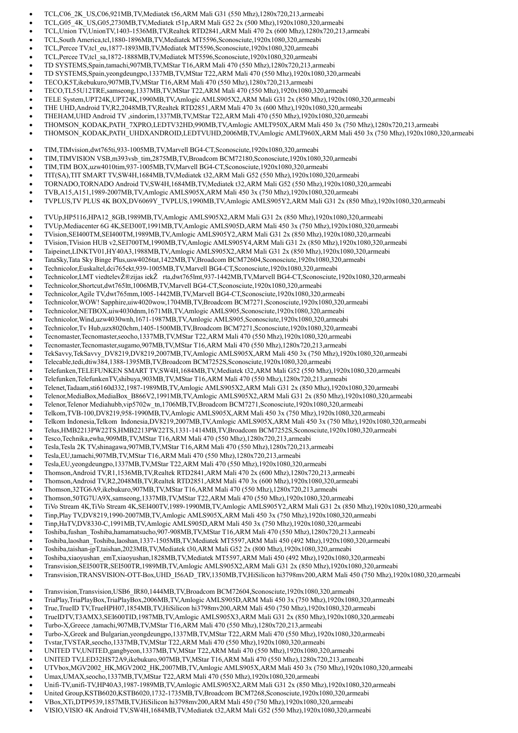- TCL,C06_2K_US,C06,921MB,TV,Mediatek t56,ARM Mali G31 (550 Mhz),1280x720,213,armeabi
- TCL,G05_4K_US,G05,2730MB,TV,Mediatek t51p,ARM Mali G52 2x (500 Mhz),1920x1080,320,armeabi
- TCL,Union TV,UnionTV,1403-1536MB,TV,Realtek RTD2841,ARM Mali 470 2x (600 Mhz),1280x720,213,armeabi
- TCL,South America,tcl,1880-1896MB,TV,Mediatek MT5596,Sconosciute,1920x1080,320,armeabi
- TCL,Percee TV,tcl_eu,1877-1893MB,TV,Mediatek MT5596,Sconosciute,1920x1080,320,armeabi
- TCL,Percee TV,tcl_sa,1872-1888MB,TV,Mediatek MT5596,Sconosciute,1920x1080,320,armeabi
- TD SYSTEMS,Spain,tamachi,907MB,TV,MStar T16,ARM Mali 470 (550 Mhz),1280x720,213,armeabi
- TD SYSTEMS,Spain,yeongdeungpo,1337MB,TV,MStar T22,ARM Mali 470 (550 Mhz),1920x1080,320,armeabi
- TECO,K5T,ikebukuro,907MB,TV,MStar T16,ARM Mali 470 (550 Mhz),1280x720,213,armeabi
- TECO,TL55U12TRE,samseong,1337MB,TV,MStar T22,ARM Mali 470 (550 Mhz),1920x1080,320,armeabi
- TELE System,UPT24K,UPT24K,1990MB,TV,Amlogic AMLS905X2,ARM Mali G31 2x (850 Mhz),1920x1080,320,armeabi
- THE UHD,Android TV,R2,2048MB,TV,Realtek RTD2851,ARM Mali 470 3x (600 Mhz),1920x1080,320,armeabi
- THEHAM,UHD Android TV ,sindorim,1337MB,TV,MStar T22,ARM Mali 470 (550 Mhz),1920x1080,320,armeabi
- THOMSON_KODAK,PATH_7XPRO,LEDTV32HD,990MB,TV,Amlogic AMLT950X,ARM Mali 450 3x (750 Mhz),1280x720,213,armeabi
- THOMSON_KODAK,PATH_UHDXANDROID,LEDTVUHD,2006MB,TV,Amlogic AMLT960X,ARM Mali 450 3x (750 Mhz),1920x1080,320,armeabi

- TIM,TIMvision,dwt765ti,933-1005MB,TV,Marvell BG4-CT,Sconosciute,1920x1080,320,armeabi
- TIM,TIMVISION VSB,m393vsb_tim,2875MB,TV,Broadcom BCM72180,Sconosciute,1920x1080,320,armeabi
- TIM,TIM BOX,uzw4010tim,937-1005MB,TV,Marvell BG4-CT,Sconosciute,1920x1080,320,armeabi
- TIT(SA),TIT SMART TV,SW4H,1684MB,TV,Mediatek t32,ARM Mali G52 (550 Mhz),1920x1080,320,armeabi
- TORNADO,TORNADO Android TV,SW4H,1684MB,TV,Mediatek t32,ARM Mali G52 (550 Mhz),1920x1080,320,armeabi
- TVB,A15,A151,1989-2007MB,TV,Amlogic AMLS905X,ARM Mali 450 3x (750 Mhz),1920x1080,320,armeabi
- TVPLUS,TV PLUS 4K BOX,DV6069Y_TVPLUS,1990MB,TV,Amlogic AMLS905Y2,ARM Mali G31 2x (850 Mhz),1920x1080,320,armeabi

- TVUp,HP5116,HPA12_8GB,1989MB,TV,Amlogic AMLS905X2,ARM Mali G31 2x (850 Mhz),1920x1080,320,armeabi
- TVUp,Mediacenter 6G 4K,SEI300T,1991MB,TV,Amlogic AMLS905D,ARM Mali 450 3x (750 Mhz),1920x1080,320,armeabi
- TVision,SEI400TM,SEI400TM,1989MB,TV,Amlogic AMLS905Y2,ARM Mali G31 2x (850 Mhz),1920x1080,320,armeabi
- TVision,TVision HUB v2,SEI700TM,1990MB,TV,Amlogic AMLS905Y4,ARM Mali G31 2x (850 Mhz),1920x1080,320,armeabi
- Taipeinet,LINKTV01,HY40A3,1988MB,TV,Amlogic AMLS905X2,ARM Mali G31 2x (850 Mhz),1920x1080,320,armeabi
- TataSky,Tata Sky Binge Plus,usw4026tat,1422MB,TV,Broadcom BCM72604,Sconosciute,1920x1080,320,armeabi
- Technicolor,Euskaltel,dci765ekt,939-1005MB,TV,Marvell BG4-CT,Sconosciute,1920x1080,320,armeabi
- Technicolor,LMT viedtelevŽ®zijas iekŽ rta,dwt765lmt,937-1442MB,TV,Marvell BG4-CT,Sconosciute,1920x1080,320,armeabi
- Technicolor,Shortcut,dwt765ltt,1006MB,TV,Marvell BG4-CT,Sconosciute,1920x1080,320,armeabi
- Technicolor,Agile TV,dwt765mm,1005-1442MB,TV,Marvell BG4-CT,Sconosciute,1920x1080,320,armeabi
- Technicolor,WOW! Sapphire,uiw4020wow,1704MB,TV,Broadcom BCM7271,Sconosciute,1920x1080,320,armeabi
- Technicolor,NETBOX,uiw4030dnm,1671MB,TV,Amlogic AMLS905,Sconosciute,1920x1080,320,armeabi
- Technicolor,Wind,uzw4030wnh,1671-1987MB,TV,Amlogic AMLS905,Sconosciute,1920x1080,320,armeabi
- Technicolor,Tv Hub,uzx8020chm,1405-1500MB,TV,Broadcom BCM7271,Sconosciute,1920x1080,320,armeabi
- Tecnomaster,Tecnomaster,seocho,1337MB,TV,MStar T22,ARM Mali 470 (550 Mhz),1920x1080,320,armeabi
- Tecnomaster,Tecnomaster,sugamo,907MB,TV,MStar T16,ARM Mali 470 (550 Mhz),1280x720,213,armeabi
- TekSavvy,TekSavvy_DV8219,DV8219,2007MB,TV,Amlogic AMLS905X,ARM Mali 450 3x (750 Mhz),1920x1080,320,armeabi
- Telecable,tedi,dtiw384,1388-1395MB,TV,Broadcom BCM7252S,Sconosciute,1920x1080,320,armeabi
- Telefunken,TELEFUNKEN SMART TV,SW4H,1684MB,TV,Mediatek t32,ARM Mali G52 (550 Mhz),1920x1080,320,armeabi
- Telefunken,TelefunkenTV,shibuya,903MB,TV,MStar T16,ARM Mali 470 (550 Mhz),1280x720,213,armeabi
- Telenet,Tadaam,sti6160d332,1987-1989MB,TV,Amlogic AMLS905X2,ARM Mali G31 2x (850 Mhz),1920x1080,320,armeabi
- Telenor,MediaBox,MediaBox_B866V2,1991MB,TV,Amlogic AMLS905X2,ARM Mali G31 2x (850 Mhz),1920x1080,320,armeabi
- Telenor,Telenor Mediahubb,vip5702w_tn,1706MB,TV,Broadcom BCM7271,Sconosciute,1920x1080,320,armeabi
- Telkom,TVB-100,DV8219,958-1990MB,TV,Amlogic AMLS905X,ARM Mali 450 3x (750 Mhz),1920x1080,320,armeabi
- Telkom Indonesia,Telkom Indonesia,DV8219,2007MB,TV,Amlogic AMLS905X,ARM Mali 450 3x (750 Mhz),1920x1080,320,armeabi
- Telus,HMB2213PW22TS,HMB2213PW22TS,1331-1414MB,TV,Broadcom BCM7252S,Sconosciute,1920x1080,320,armeabi
- Tesco,Technika,ewha,909MB,TV,MStar T16,ARM Mali 470 (550 Mhz),1280x720,213,armeabi
- Tesla,Tesla 2K TV,shinagawa,907MB,TV,MStar T16,ARM Mali 470 (550 Mhz),1280x720,213,armeabi
- Tesla,EU,tamachi,907MB,TV,MStar T16,ARM Mali 470 (550 Mhz),1280x720,213,armeabi
- Tesla,EU,yeongdeungpo,1337MB,TV,MStar T22,ARM Mali 470 (550 Mhz),1920x1080,320,armeabi
- Thomson,Android TV,R1,1536MB,TV,Realtek RTD2841,ARM Mali 470 2x (600 Mhz),1280x720,213,armeabi
- Thomson,Android TV,R2,2048MB,TV,Realtek RTD2851,ARM Mali 470 3x (600 Mhz),1920x1080,320,armeabi
- Thomson,32TG6A9,ikebukuro,907MB,TV,MStar T16,ARM Mali 470 (550 Mhz),1280x720,213,armeabi
- Thomson,50TG7UA9X,samseong,1337MB,TV,MStar T22,ARM Mali 470 (550 Mhz),1920x1080,320,armeabi
- TiVo Stream 4K,TiVo Stream 4K,SEI400TV,1989-1990MB,TV,Amlogic AMLS905Y2,ARM Mali G31 2x (850 Mhz),1920x1080,320,armeabi
- Tinp,Play TV,DV8219,1990-2007MB,TV,Amlogic AMLS905X,ARM Mali 450 3x (750 Mhz),1920x1080,320,armeabi
- Tinp,HaTV,DV8330-C,1991MB,TV,Amlogic AMLS905D,ARM Mali 450 3x (750 Mhz),1920x1080,320,armeabi
- Toshiba,fushan_Toshiba,hamamatsucho,907-908MB,TV,MStar T16,ARM Mali 470 (550 Mhz),1280x720,213,armeabi
- Toshiba,laoshan_Toshiba,laoshan,1337-1505MB,TV,Mediatek MT5597,ARM Mali 450 (492 Mhz),1920x1080,320,armeabi
- Toshiba,taishan-jpT,taishan,2023MB,TV,Mediatek t30,ARM Mali G52 2x (800 Mhz),1920x1080,320,armeabi
- Toshiba,xiaoyushan_emT,xiaoyushan,1828MB,TV,Mediatek MT5597,ARM Mali 450 (492 Mhz),1920x1080,320,armeabi
- Transvision,SEI500TR,SEI500TR,1989MB,TV,Amlogic AMLS905X2,ARM Mali G31 2x (850 Mhz),1920x1080,320,armeabi
- Transvision,TRANSVISION-OTT-Box,UHD_I56AD_TRV,1350MB,TV,HiSilicon hi3798mv200,ARM Mali 450 (750 Mhz),1920x1080,320,armeabi

- Transvision,Transvision,USB6_IR80,1444MB,TV,Broadcom BCM72604,Sconosciute,1920x1080,320,armeabi
- TriaPlay,TriaPlayBox,TriaPlayBox,2006MB,TV,Amlogic AMLS905D,ARM Mali 450 3x (750 Mhz),1920x1080,320,armeabi
- True,TrueID TV,TrueHPH07,1854MB,TV,HiSilicon hi3798mv200,ARM Mali 450 (750 Mhz),1920x1080,320,armeabi
- TrueIDTV,T3AMX3,SEI600TID,1987MB,TV,Amlogic AMLS905X3,ARM Mali G31 2x (850 Mhz),1920x1080,320,armeabi
- Turbo-X,Greece ,tamachi,907MB,TV,MStar T16,ARM Mali 470 (550 Mhz),1280x720,213,armeabi
- Turbo-X,Greek and Bulgarian,yeongdeungpo,1337MB,TV,MStar T22,ARM Mali 470 (550 Mhz),1920x1080,320,armeabi
- Tvstar,TVSTAR,seocho,1337MB,TV,MStar T22,ARM Mali 470 (550 Mhz),1920x1080,320,armeabi
- UNITED TV,UNITED,gangbyeon,1337MB,TV,MStar T22,ARM Mali 470 (550 Mhz),1920x1080,320,armeabi
- UNITED TV,LED32HS72A9,ikebukuro,907MB,TV,MStar T16,ARM Mali 470 (550 Mhz),1280x720,213,armeabi
- UTVbox,MGV2002_HK,MGV2002_HK,2007MB,TV,Amlogic AMLS905X,ARM Mali 450 3x (750 Mhz),1920x1080,320,armeabi
- Umax,UMAX,seocho,1337MB,TV,MStar T22,ARM Mali 470 (550 Mhz),1920x1080,320,armeabi
- Unifi-TV,unifi-TV,HP40A3,1987-1989MB,TV,Amlogic AMLS905X2,ARM Mali G31 2x (850 Mhz),1920x1080,320,armeabi
- United Group,KSTB6020,KSTB6020,1732-1735MB,TV,Broadcom BCM7268,Sconosciute,1920x1080,320,armeabi
- VBox,XTi,DTP9539,1857MB,TV,HiSilicon hi3798mv200,ARM Mali 450 (750 Mhz),1920x1080,320,armeabi
- VISIO,VISIO 4K Android TV,SW4H,1684MB,TV,Mediatek t32,ARM Mali G52 (550 Mhz),1920x1080,320,armeabi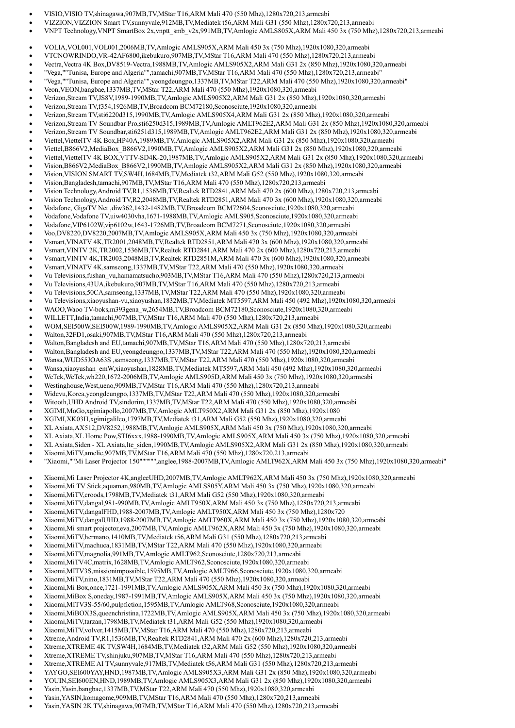- VISIO,VISIO TV,shinagawa,907MB,TV,MStar T16,ARM Mali 470 (550 Mhz),1280x720,213,armeabi
- VIZZION,VIZZION Smart TV,sunnyvale,912MB,TV,Mediatek t56,ARM Mali G31 (550 Mhz),1280x720,213,armeabi
- VNPT Technology,VNPT SmartBox 2x,vnptt_smb_v2x,991MB,TV,Amlogic AMLS805X,ARM Mali 450 3x (750 Mhz),1280x720,213,armeabi
- VOLIA,VOL001,VOL001,2006MB,TV,Amlogic AMLS905X,ARM Mali 450 3x (750 Mhz),1920x1080,320,armeabi
- VTCNOWRINDO,VR-42AF6800,ikebukuro,907MB,TV,MStar T16,ARM Mali 470 (550 Mhz),1280x720,213,armeabi
- Vectra,Vectra 4K Box,DV8519-Vectra,1988MB,TV,Amlogic AMLS905X2,ARM Mali G31 2x (850 Mhz),1920x1080,320,armeabi
- "Vega,""Tunisa, Europe and Algeria"",tamachi,907MB,TV,MStar T16,ARM Mali 470 (550 Mhz),1280x720,213,armeabi"
- "Vega,""Tunisa, Europe and Algeria"",yeongdeungpo,1337MB,TV,MStar T22,ARM Mali 470 (550 Mhz),1920x1080,320,armeabi"
- Veon,VEON,bangbae,1337MB,TV,MStar T22,ARM Mali 470 (550 Mhz),1920x1080,320,armeabi
- Verizon,Stream TV,JS8V,1989-1990MB,TV,Amlogic AMLS905X2,ARM Mali G31 2x (850 Mhz),1920x1080,320,armeabi
- Verizon,Stream TV,f354,1926MB,TV,Broadcom BCM72180,Sconosciute,1920x1080,320,armeabi
- Verizon,Stream TV,sti6220d315,1990MB,TV,Amlogic AMLS905X4,ARM Mali G31 2x (850 Mhz),1920x1080,320,armeabi
- Verizon,Stream TV Soundbar Pro,sti6250d315,1989MB,TV,Amlogic AMLT962E2,ARM Mali G31 2x (850 Mhz),1920x1080,320,armeabi
- Verizon,Stream TV Soundbar,sti6251d315,1989MB,TV,Amlogic AMLT962E2,ARM Mali G31 2x (850 Mhz),1920x1080,320,armeabi
- Viettel,ViettelTV 4K Box,HP40A,1989MB,TV,Amlogic AMLS905X2,ARM Mali G31 2x (850 Mhz),1920x1080,320,armeabi
- Viettel,B866V2,MediaBox_B866V2,1990MB,TV,Amlogic AMLS905X2,ARM Mali G31 2x (850 Mhz),1920x1080,320,armeabi
- Viettel,ViettelTV 4K BOX,VTTV-SD4K-20,1987MB,TV,Amlogic AMLS905X2,ARM Mali G31 2x (850 Mhz),1920x1080,320,armeabi
- Vision,B866V2,MediaBox_B866V2,1990MB,TV,Amlogic AMLS905X2,ARM Mali G31 2x (850 Mhz),1920x1080,320,armeabi
- Vision,VISION SMART TV,SW4H,1684MB,TV,Mediatek t32,ARM Mali G52 (550 Mhz),1920x1080,320,armeabi
- Vision,Bangladesh,tamachi,907MB,TV,MStar T16,ARM Mali 470 (550 Mhz),1280x720,213,armeabi
- Vision Technology,Android TV,R1,1536MB,TV,Realtek RTD2841,ARM Mali 470 2x (600 Mhz),1280x720,213,armeabi
- Vision Technology,Android TV,R2,2048MB,TV,Realtek RTD2851,ARM Mali 470 3x (600 Mhz),1920x1080,320,armeabi
- Vodafone, GigaTV Net ,diw362,1432-1482MB,TV,Broadcom BCM72604,Sconosciute,1920x1080,320,armeabi
- Vodafone,Vodafone TV,uiw4030vha,1671-1988MB,TV,Amlogic AMLS905,Sconosciute,1920x1080,320,armeabi
- Vodafone,VIP6102W,vip6102w,1643-1726MB,TV,Broadcom BCM7271,Sconosciute,1920x1080,320,armeabi
- Voo,DV8220,DV8220,2007MB,TV,Amlogic AMLS905X,ARM Mali 450 3x (750 Mhz),1920x1080,320,armeabi
- Vsmart,VINATV 4K,TR2001,2048MB,TV,Realtek RTD2851,ARM Mali 470 3x (600 Mhz),1920x1080,320,armeabi
- Vsmart,VINTV 2K,TR2002,1536MB,TV,Realtek RTD2841,ARM Mali 470 2x (600 Mhz),1280x720,213,armeabi
- Vsmart,VINTV 4K,TR2003,2048MB,TV,Realtek RTD2851M,ARM Mali 470 3x (600 Mhz),1920x1080,320,armeabi
- Vsmart,VINATV 4K,samseong,1337MB,TV,MStar T22,ARM Mali 470 (550 Mhz),1920x1080,320,armeabi
- Vu Televisions,fushan_vu,hamamatsucho,903MB,TV,MStar T16,ARM Mali 470 (550 Mhz),1280x720,213,armeabi
- Vu Televisions,43UA,ikebukuro,907MB,TV,MStar T16,ARM Mali 470 (550 Mhz),1280x720,213,armeabi
- Vu Televisions,50CA,samseong,1337MB,TV,MStar T22,ARM Mali 470 (550 Mhz),1920x1080,320,armeabi
- Vu Televisions,xiaoyushan-vu,xiaoyushan,1832MB,TV,Mediatek MT5597,ARM Mali 450 (492 Mhz),1920x1080,320,armeabi
- WAOO,Waoo TV-boks,m393gena_w,2654MB,TV,Broadcom BCM72180,Sconosciute,1920x1080,320,armeabi
- WILLETT,India,tamachi,907MB,TV,MStar T16,ARM Mali 470 (550 Mhz),1280x720,213,armeabi
- WOM,SEI500W,SEI500W,1989-1990MB,TV,Amlogic AMLS905X2,ARM Mali G31 2x (850 Mhz),1920x1080,320,armeabi
- Walton,32FD1,osaki,907MB,TV,MStar T16,ARM Mali 470 (550 Mhz),1280x720,213,armeabi
- Walton,Bangladesh and EU,tamachi,907MB,TV,MStar T16,ARM Mali 470 (550 Mhz),1280x720,213,armeabi
- Walton,Bangladesh and EU,yeongdeungpo,1337MB,TV,MStar T22,ARM Mali 470 (550 Mhz),1920x1080,320,armeabi
- Wansa,WUD55JOA63S ,samseong,1337MB,TV,MStar T22,ARM Mali 470 (550 Mhz),1920x1080,320,armeabi
- Wansa,xiaoyushan_emW,xiaoyushan,1828MB,TV,Mediatek MT5597,ARM Mali 450 (492 Mhz),1920x1080,320,armeabi
- WeTek,WeTek,wh220,1672-2006MB,TV,Amlogic AMLS905D,ARM Mali 450 3x (750 Mhz),1920x1080,320,armeabi
- Westinghouse,West,ueno,909MB,TV,MStar T16,ARM Mali 470 (550 Mhz),1280x720,213,armeabi
- Widevu,Korea,yeongdeungpo,1337MB,TV,MStar T22,ARM Mali 470 (550 Mhz),1920x1080,320,armeabi
- Witooth,UHD Android TV,sindorim,1337MB,TV,MStar T22,ARM Mali 470 (550 Mhz),1920x1080,320,armeabi
- XGIMI,MoGo,xgimiapollo,2007MB,TV,Amlogic AMLT950X2,ARM Mali G31 2x (850 Mhz),1920x1080
- XGIMI,XK03H,xgimigalileo,1797MB,TV,Mediatek t31,ARM Mali G52 (550 Mhz),1920x1080,320,armeabi
- XL Axiata,AX512,DV8252,1988MB,TV,Amlogic AMLS905X,ARM Mali 450 3x (750 Mhz),1920x1080,320,armeabi
- XL Axiata,XL Home Pov,STI6xxx,1988-1990MB,TV,Amlogic AMLS905X,ARM Mali 450 3x (750 Mhz),1920x1080,320,armeabi
- XL Axiata,Siden - XL Axiata,lte_siden,1990MB,TV,Amlogic AMLS905X2,ARM Mali G31 2x (850 Mhz),1920x1080,320,armeabi
- Xiaomi,MiTV,amelie,907MB,TV,MStar T16,ARM Mali 470 (550 Mhz),1280x720,213,armeabi
- "Xiaomi,""Mi Laser Projector 150"""""""",anglee,1988-2007MB,TV,Amlogic AMLT962X,ARM Mali 450 3x (750 Mhz),1920x1080,320,armeabi"
- Xiaomi,Mi Laser Projector 4K,angleeUHD,2007MB,TV,Amlogic AMLT962X,ARM Mali 450 3x (750 Mhz),1920x1080,320,armeabi
- Xiaomi,Mi TV Stick,aquaman,980MB,TV,Amlogic AMLS805Y,ARM Mali 450 3x (750 Mhz),1920x1080,320,armeabi
- Xiaomi,MiTV,croods,1798MB,TV,Mediatek t31,ARM Mali G52 (550 Mhz),1920x1080,320,armeabi
- Xiaomi,MiTV,dangal,981-990MB,TV,Amlogic AMLT950X,ARM Mali 450 3x (750 Mhz),1280x720,213,armeabi
- Xiaomi,MiTV,dangalFHD,1988-2007MB,TV,Amlogic AMLT950X,ARM Mali 450 3x (750 Mhz),1280x720
- Xiaomi,MiTV,dangalUHD,1988-2007MB,TV,Amlogic AMLT960X,ARM Mali 450 3x (750 Mhz),1920x1080,320,armeabi
- Xiaomi,Mi smart projector,eva,2007MB,TV,Amlogic AMLT962X,ARM Mali 450 3x (750 Mhz),1920x1080,320,armeabi
- Xiaomi,MiTV,hermano,1410MB,TV,Mediatek t56,ARM Mali G31 (550 Mhz),1280x720,213,armeabi
- Xiaomi,MiTV,machuca,1831MB,TV,MStar T22,ARM Mali 470 (550 Mhz),1920x1080,320,armeabi
- Xiaomi,MiTV,magnolia,991MB,TV,Amlogic AMLT962,Sconosciute,1280x720,213,armeabi
- Xiaomi,MiTV4C,matrix,1628MB,TV,Amlogic AMLT962,Sconosciute,1920x1080,320,armeabi
- Xiaomi,MITV3S,missionimpossible,1595MB,TV,Amlogic AMLT966,Sconosciute,1920x1080,320,armeabi
- Xiaomi,MiTV,nino,1831MB,TV,MStar T22,ARM Mali 470 (550 Mhz),1920x1080,320,armeabi
- Xiaomi,Mi Box,once,1721-1991MB,TV,Amlogic AMLS905X,ARM Mali 450 3x (750 Mhz),1920x1080,320,armeabi
- Xiaomi,MiBox S,oneday,1987-1991MB,TV,Amlogic AMLS905X,ARM Mali 450 3x (750 Mhz),1920x1080,320,armeabi
- Xiaomi,MITV3S-55/60,pulpfiction,1595MB,TV,Amlogic AMLT968,Sconosciute,1920x1080,320,armeabi
- Xiaomi,MiBOX3S,queenchristina,1722MB,TV,Amlogic AMLS905X,ARM Mali 450 3x (750 Mhz),1920x1080,320,armeabi
- Xiaomi,MiTV,tarzan,1798MB,TV,Mediatek t31,ARM Mali G52 (550 Mhz),1920x1080,320,armeabi
- Xiaomi,MiTV,volver,1415MB,TV,MStar T16,ARM Mali 470 (550 Mhz),1280x720,213,armeabi
- Xtreme,Android TV,R1,1536MB,TV,Realtek RTD2841,ARM Mali 470 2x (600 Mhz),1280x720,213,armeabi
- Xtreme,XTREME 4K TV,SW4H,1684MB,TV,Mediatek t32,ARM Mali G52 (550 Mhz),1920x1080,320,armeabi
- Xtreme,XTREME TV,shinjuku,907MB,TV,MStar T16,ARM Mali 470 (550 Mhz),1280x720,213,armeabi
- Xtreme,XTREME AI TV,sunnyvale,917MB,TV,Mediatek t56,ARM Mali G31 (550 Mhz),1280x720,213,armeabi
- YAYGO,SEI600YAY,HND,1987MB,TV,Amlogic AMLS905X3,ARM Mali G31 2x (850 Mhz),1920x1080,320,armeabi
- YOUIN,SEI600EN,HND,1989MB,TV,Amlogic AMLS905X3,ARM Mali G31 2x (850 Mhz),1920x1080,320,armeabi
- Yasin,Yasin,bangbae,1337MB,TV,MStar T22,ARM Mali 470 (550 Mhz),1920x1080,320,armeabi
- Yasin,YASIN,komagome,909MB,TV,MStar T16,ARM Mali 470 (550 Mhz),1280x720,213,armeabi
- Yasin,YASIN 2K TV,shinagawa,907MB,TV,MStar T16,ARM Mali 470 (550 Mhz),1280x720,213,armeabi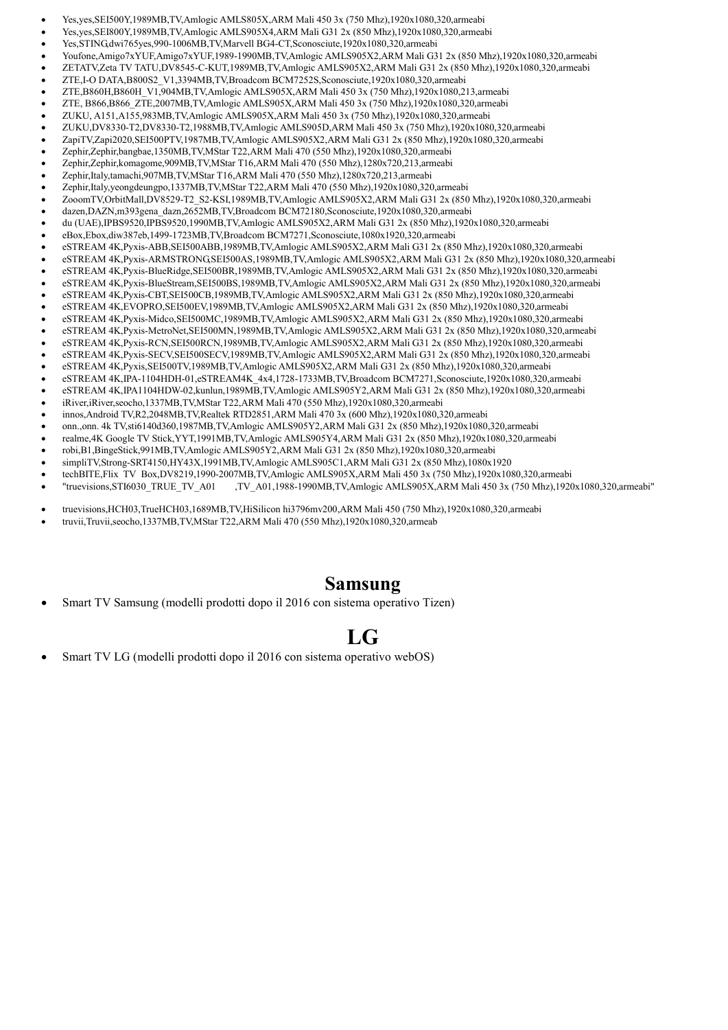- Yes,yes,SEI500Y,1989MB,TV,Amlogic AMLS805X,ARM Mali 450 3x (750 Mhz),1920x1080,320,armeabi
- Yes,yes,SEI800Y,1989MB,TV,Amlogic AMLS905X4,ARM Mali G31 2x (850 Mhz),1920x1080,320,armeabi
- Yes,STING,dwi765yes,990-1006MB,TV,Marvell BG4-CT,Sconosciute,1920x1080,320,armeabi
- Youfone,Amigo7xYUF,Amigo7xYUF,1989-1990MB,TV,Amlogic AMLS905X2,ARM Mali G31 2x (850 Mhz),1920x1080,320,armeabi
- ZETATV,Zeta TV TATU,DV8545-C-KUT,1989MB,TV,Amlogic AMLS905X2,ARM Mali G31 2x (850 Mhz),1920x1080,320,armeabi
- ZTE,I-O DATA,B800S2_V1,3394MB,TV,Broadcom BCM7252S,Sconosciute,1920x1080,320,armeabi
- ZTE,B860H,B860H_V1,904MB,TV,Amlogic AMLS905X,ARM Mali 450 3x (750 Mhz),1920x1080,213,armeabi
- ZTE, B866,B866_ZTE,2007MB,TV,Amlogic AMLS905X,ARM Mali 450 3x (750 Mhz),1920x1080,320,armeabi
- ZUKU, A151,A155,983MB,TV,Amlogic AMLS905X,ARM Mali 450 3x (750 Mhz),1920x1080,320,armeabi
- ZUKU,DV8330-T2,DV8330-T2,1988MB,TV,Amlogic AMLS905D,ARM Mali 450 3x (750 Mhz),1920x1080,320,armeabi
- ZapiTV,Zapi2020,SEI500PTV,1987MB,TV,Amlogic AMLS905X2,ARM Mali G31 2x (850 Mhz),1920x1080,320,armeabi
- Zephir,Zephir,bangbae,1350MB,TV,MStar T22,ARM Mali 470 (550 Mhz),1920x1080,320,armeabi
- Zephir,Zephir,komagome,909MB,TV,MStar T16,ARM Mali 470 (550 Mhz),1280x720,213,armeabi
- Zephir,Italy,tamachi,907MB,TV,MStar T16,ARM Mali 470 (550 Mhz),1280x720,213,armeabi
- Zephir,Italy,yeongdeungpo,1337MB,TV,MStar T22,ARM Mali 470 (550 Mhz),1920x1080,320,armeabi
- ZooomTV,OrbitMall,DV8529-T2_S2-KSI,1989MB,TV,Amlogic AMLS905X2,ARM Mali G31 2x (850 Mhz),1920x1080,320,armeabi
- dazen,DAZN,m393gena_dazn,2652MB,TV,Broadcom BCM72180,Sconosciute,1920x1080,320,armeabi
- du (UAE),IPBS9520,IPBS9520,1990MB,TV,Amlogic AMLS905X2,ARM Mali G31 2x (850 Mhz),1920x1080,320,armeabi
- eBox,Ebox,diw387eb,1499-1723MB,TV,Broadcom BCM7271,Sconosciute,1080x1920,320,armeabi
- eSTREAM 4K,Pyxis-ABB,SEI500ABB,1989MB,TV,Amlogic AMLS905X2,ARM Mali G31 2x (850 Mhz),1920x1080,320,armeabi
- eSTREAM 4K,Pyxis-ARMSTRONG,SEI500AS,1989MB,TV,Amlogic AMLS905X2,ARM Mali G31 2x (850 Mhz),1920x1080,320,armeabi
- eSTREAM 4K,Pyxis-BlueRidge,SEI500BR,1989MB,TV,Amlogic AMLS905X2,ARM Mali G31 2x (850 Mhz),1920x1080,320,armeabi
- eSTREAM 4K,Pyxis-BlueStream,SEI500BS,1989MB,TV,Amlogic AMLS905X2,ARM Mali G31 2x (850 Mhz),1920x1080,320,armeabi
- eSTREAM 4K,Pyxis-CBT,SEI500CB,1989MB,TV,Amlogic AMLS905X2,ARM Mali G31 2x (850 Mhz),1920x1080,320,armeabi
- eSTREAM 4K,EVOPRO,SEI500EV,1989MB,TV,Amlogic AMLS905X2,ARM Mali G31 2x (850 Mhz),1920x1080,320,armeabi
- eSTREAM 4K,Pyxis-Midco,SEI500MC,1989MB,TV,Amlogic AMLS905X2,ARM Mali G31 2x (850 Mhz),1920x1080,320,armeabi
- eSTREAM 4K,Pyxis-MetroNet,SEI500MN,1989MB,TV,Amlogic AMLS905X2,ARM Mali G31 2x (850 Mhz),1920x1080,320,armeabi
- eSTREAM 4K,Pyxis-RCN,SEI500RCN,1989MB,TV,Amlogic AMLS905X2,ARM Mali G31 2x (850 Mhz),1920x1080,320,armeabi
- eSTREAM 4K,Pyxis-SECV,SEI500SECV,1989MB,TV,Amlogic AMLS905X2,ARM Mali G31 2x (850 Mhz),1920x1080,320,armeabi
- eSTREAM 4K,Pyxis,SEI500TV,1989MB,TV,Amlogic AMLS905X2,ARM Mali G31 2x (850 Mhz),1920x1080,320,armeabi
- eSTREAM 4K,IPA-1104HDH-01,eSTREAM4K_4x4,1728-1733MB,TV,Broadcom BCM7271,Sconosciute,1920x1080,320,armeabi
- eSTREAM 4K,IPA1104HDW-02,kunlun,1989MB,TV,Amlogic AMLS905Y2,ARM Mali G31 2x (850 Mhz),1920x1080,320,armeabi
- iRiver,iRiver,seocho,1337MB,TV,MStar T22,ARM Mali 470 (550 Mhz),1920x1080,320,armeabi
- innos,Android TV,R2,2048MB,TV,Realtek RTD2851,ARM Mali 470 3x (600 Mhz),1920x1080,320,armeabi
- onn.,onn. 4k TV,sti6140d360,1987MB,TV,Amlogic AMLS905Y2,ARM Mali G31 2x (850 Mhz),1920x1080,320,armeabi
- realme,4K Google TV Stick,YYT,1991MB,TV,Amlogic AMLS905Y4,ARM Mali G31 2x (850 Mhz),1920x1080,320,armeabi
- robi,B1,BingeStick,991MB,TV,Amlogic AMLS905Y2,ARM Mali G31 2x (850 Mhz),1920x1080,320,armeabi
- simpliTV,Strong-SRT4150,HY43X,1991MB,TV,Amlogic AMLS905C1,ARM Mali G31 2x (850 Mhz),1080x1920
- techBITE,Flix TV Box,DV8219,1990-2007MB,TV,Amlogic AMLS905X,ARM Mali 450 3x (750 Mhz),1920x1080,320,armeabi
- "truevisions,STI6030_TRUE_TV_A01 ,TV_A01,1988-1990MB,TV,Amlogic AMLS905X,ARM Mali 450 3x (750 Mhz),1920x1080,320,armeabi"
- truevisions,HCH03,TrueHCH03,1689MB,TV,HiSilicon hi3796mv200,ARM Mali 450 (750 Mhz),1920x1080,320,armeabi
- truvii,Truvii,seocho,1337MB,TV,MStar T22,ARM Mali 470 (550 Mhz),1920x1080,320,armeab

# Samsung

- Smart TV Samsung (modelli prodotti dopo il 2016 con sistema operativo Tizen)

# LG

- Smart TV LG (modelli prodotti dopo il 2016 con sistema operativo webOS)